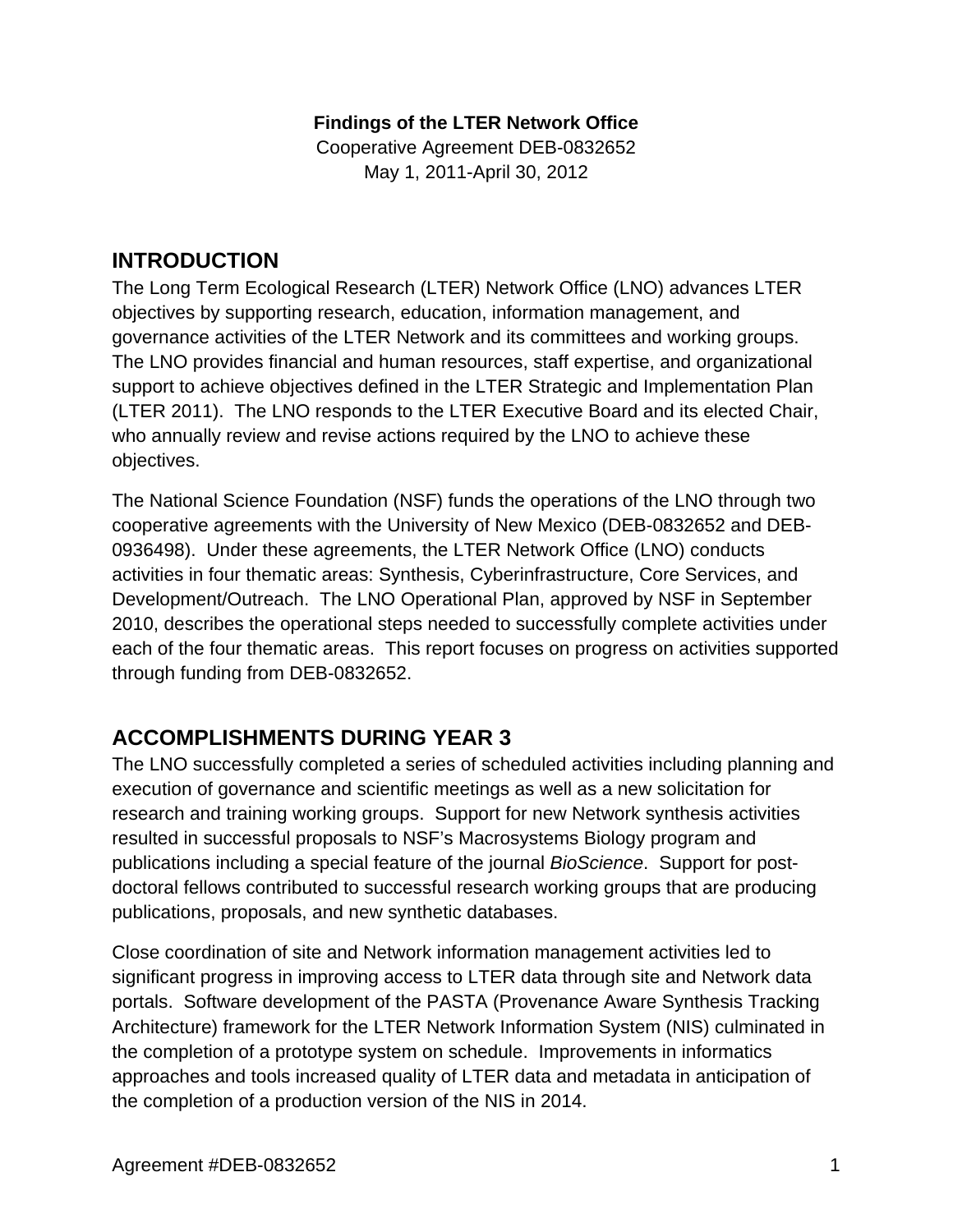**Findings of the LTER Network Office**

Cooperative Agreement DEB-0832652

May 1, 2011-April 30, 2012

## INTRODUCTION

The Long Term Ecological Research (LTER) Network Office (LNO) advances LTER objectives by supporting research, education, information management, and governance activities of the LTER Network and its committees and working groups. The LNO provides financial and human resources, staff expertise, and organizational support to achieve objectives defined in the LTER Strategic and Implementation Plan (LTER 2011). The LNO responds to the LTER Executive Board and its elected Chair, who annually review and revise actions required by the LNO to achieve these objectives.

The National Science Foundation (NSF) funds the operations of the LNO through two cooperative agreements with the University of New Mexico (DEB-0832652 and DEB-0936498). Under these agreements, the LTER Network Office (LNO) conducts activities in four thematic areas: Synthesis, Cyberinfrastructure, Core Services, and Development/Outreach. The LNO Operational Plan, approved by NSF in September 2010, describes the operational steps needed to successfully complete activities under each of the four thematic areas. This report focuses on progress on activities supported through funding from DEB-0832652.

## ACCOMPLISHMENTS DURING YEAR 3

The LNO successfully completed a series of scheduled activities including planning and execution of governance and scientific meetings as well as a new solicitation for research and training working groups. Support for new Network synthesis activities resulted in successful proposals to NSF's Macrosystems Biology program and publications including a special feature of the journal *BioScience*. Support for post-doctoral fellows contributed to successful research working groups that are producing publications, proposals, and new synthetic databases.

Close coordination of site and Network information management activities led to significant progress in improving access to LTER data through site and Network data portals. Software development of the PASTA (Provenance Aware Synthesis Tracking Architecture) framework for the LTER Network Information System (NIS) culminated in the completion of a prototype system on schedule. Improvements in informatics approaches and tools increased quality of LTER data and metadata in anticipation of the completion of a production version of the NIS in 2014.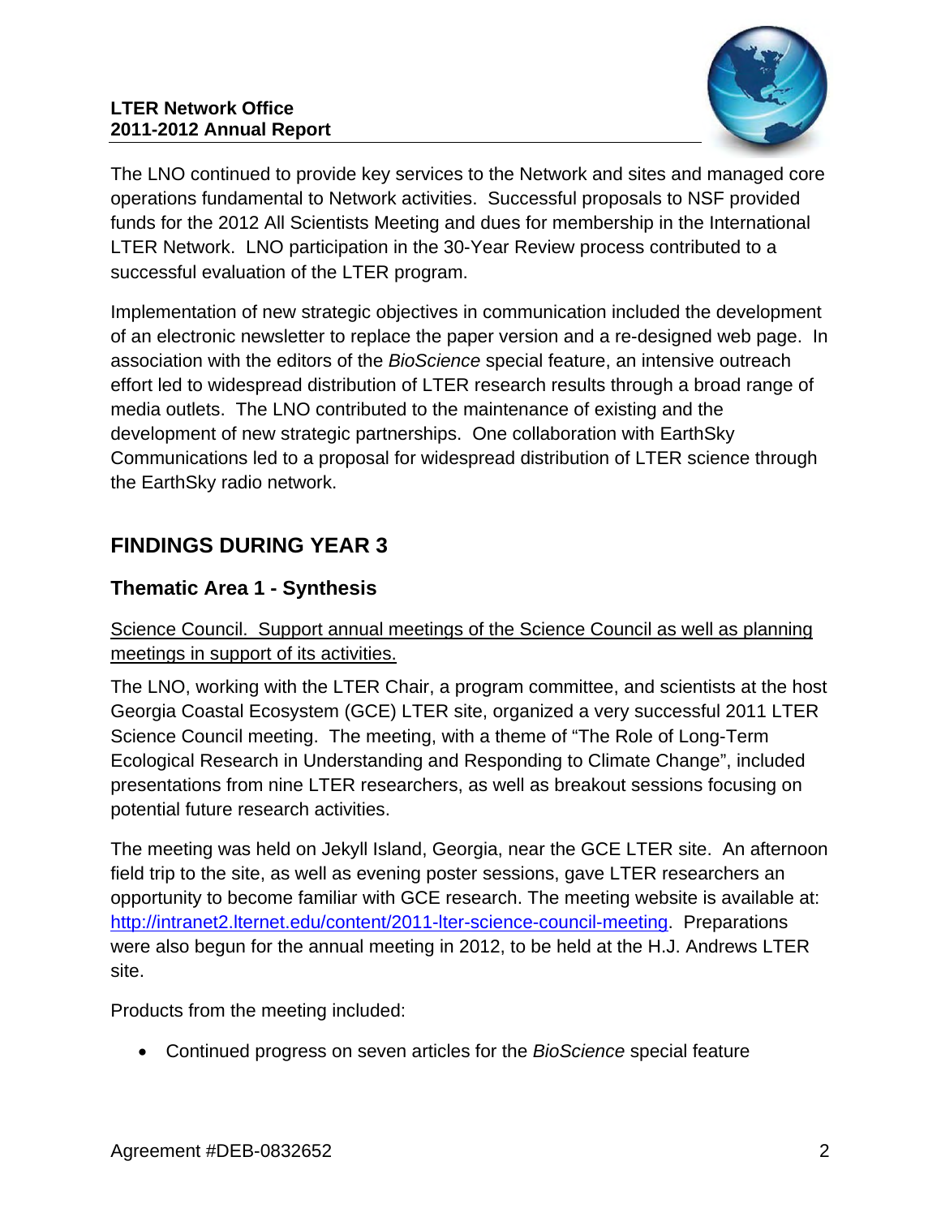The LNO continued to provide key services to the Network and sites and managed core operations fundamental to Network activities. Successful proposals to NSF provided funds for the 2012 All Scientists Meeting and dues for membership in the International LTER Network. LNO participation in the 30-Year Review process contributed to a successful evaluation of the LTER program.

Implementation of new strategic objectives in communication included the development of an electronic newsletter to replace the paper version and a re-designed web page. In association with the editors of the *BioScience* special feature, an intensive outreach effort led to widespread distribution of LTER research results through a broad range of media outlets. The LNO contributed to the maintenance of existing and the development of new strategic partnerships. One collaboration with EarthSky Communications led to a proposal for widespread distribution of LTER science through the EarthSky radio network.

## FINDINGS DURING YEAR 3

### Thematic Area 1 - Synthesis

<u>Science Council. Support annual meetings of the Science Council as well as planning meetings in support of its activities.</u>

The LNO, working with the LTER Chair, a program committee, and scientists at the host Georgia Coastal Ecosystem (GCE) LTER site, organized a very successful 2011 LTER Science Council meeting. The meeting, with a theme of "The Role of Long-Term Ecological Research in Understanding and Responding to Climate Change", included presentations from nine LTER researchers, as well as breakout sessions focusing on potential future research activities.

The meeting was held on Jekyll Island, Georgia, near the GCE LTER site. An afternoon field trip to the site, as well as evening poster sessions, gave LTER researchers an opportunity to become familiar with GCE research. The meeting website is available at: http://intranet2.lternet.edu/content/2011-lter-science-council-meeting. Preparations were also begun for the annual meeting in 2012, to be held at the H.J. Andrews LTER site.

Products from the meeting included:

- Continued progress on seven articles for the *BioScience* special feature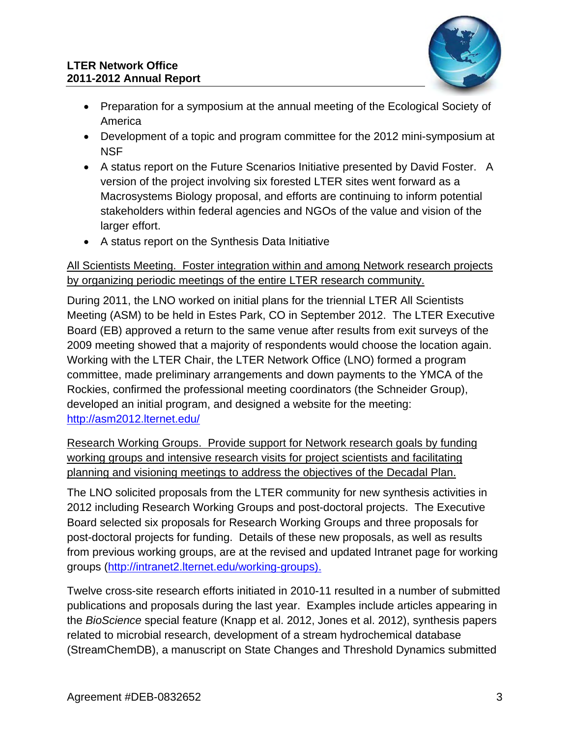- Preparation for a symposium at the annual meeting of the Ecological Society of America
- Development of a topic and program committee for the 2012 mini-symposium at NSF
- A status report on the Future Scenarios Initiative presented by David Foster. A version of the project involving six forested LTER sites went forward as a Macrosystems Biology proposal, and efforts are continuing to inform potential stakeholders within federal agencies and NGOs of the value and vision of the larger effort.
- A status report on the Synthesis Data Initiative

<u>All Scientists Meeting. Foster integration within and among Network research projects by organizing periodic meetings of the entire LTER research community.</u>

During 2011, the LNO worked on initial plans for the triennial LTER All Scientists Meeting (ASM) to be held in Estes Park, CO in September 2012. The LTER Executive Board (EB) approved a return to the same venue after results from exit surveys of the 2009 meeting showed that a majority of respondents would choose the location again. Working with the LTER Chair, the LTER Network Office (LNO) formed a program committee, made preliminary arrangements and down payments to the YMCA of the Rockies, confirmed the professional meeting coordinators (the Schneider Group), developed an initial program, and designed a website for the meeting: http://asm2012.lternet.edu/

<u>Research Working Groups. Provide support for Network research goals by funding working groups and intensive research visits for project scientists and facilitating planning and visioning meetings to address the objectives of the Decadal Plan.</u>

The LNO solicited proposals from the LTER community for new synthesis activities in 2012 including Research Working Groups and post-doctoral projects. The Executive Board selected six proposals for Research Working Groups and three proposals for post-doctoral projects for funding. Details of these new proposals, as well as results from previous working groups, are at the revised and updated Intranet page for working groups (http://intranet2.lternet.edu/working-groups).

Twelve cross-site research efforts initiated in 2010-11 resulted in a number of submitted publications and proposals during the last year. Examples include articles appearing in the *BioScience* special feature (Knapp et al. 2012, Jones et al. 2012), synthesis papers related to microbial research, development of a stream hydrochemical database (StreamChemDB), a manuscript on State Changes and Threshold Dynamics submitted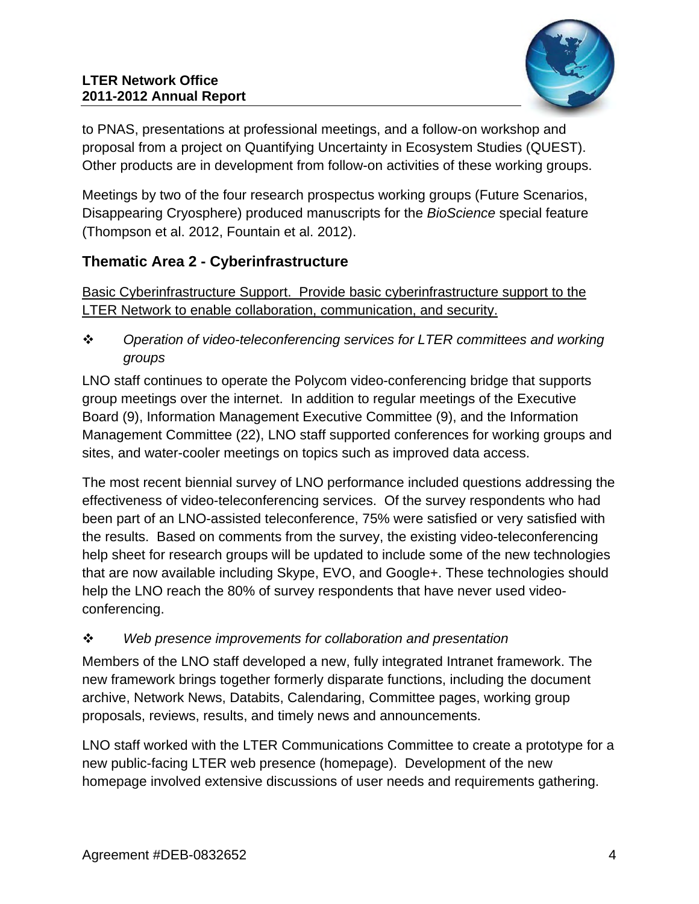to PNAS, presentations at professional meetings, and a follow-on workshop and proposal from a project on Quantifying Uncertainty in Ecosystem Studies (QUEST). Other products are in development from follow-on activities of these working groups.

Meetings by two of the four research prospectus working groups (Future Scenarios, Disappearing Cryosphere) produced manuscripts for the *BioScience* special feature (Thompson et al. 2012, Fountain et al. 2012).

## Thematic Area 2 - Cyberinfrastructure

<u>Basic Cyberinfrastructure Support. Provide basic cyberinfrastructure support to the LTER Network to enable collaboration, communication, and security.</u>

- *Operation of video-teleconferencing services for LTER committees and working groups*

LNO staff continues to operate the Polycom video-conferencing bridge that supports group meetings over the internet. In addition to regular meetings of the Executive Board (9), Information Management Executive Committee (9), and the Information Management Committee (22), LNO staff supported conferences for working groups and sites, and water-cooler meetings on topics such as improved data access.

The most recent biennial survey of LNO performance included questions addressing the effectiveness of video-teleconferencing services. Of the survey respondents who had been part of an LNO-assisted teleconference, 75% were satisfied or very satisfied with the results. Based on comments from the survey, the existing video-teleconferencing help sheet for research groups will be updated to include some of the new technologies that are now available including Skype, EVO, and Google+. These technologies should help the LNO reach the 80% of survey respondents that have never used video-conferencing.

- *Web presence improvements for collaboration and presentation*

Members of the LNO staff developed a new, fully integrated Intranet framework. The new framework brings together formerly disparate functions, including the document archive, Network News, Databits, Calendaring, Committee pages, working group proposals, reviews, results, and timely news and announcements.

LNO staff worked with the LTER Communications Committee to create a prototype for a new public-facing LTER web presence (homepage). Development of the new homepage involved extensive discussions of user needs and requirements gathering.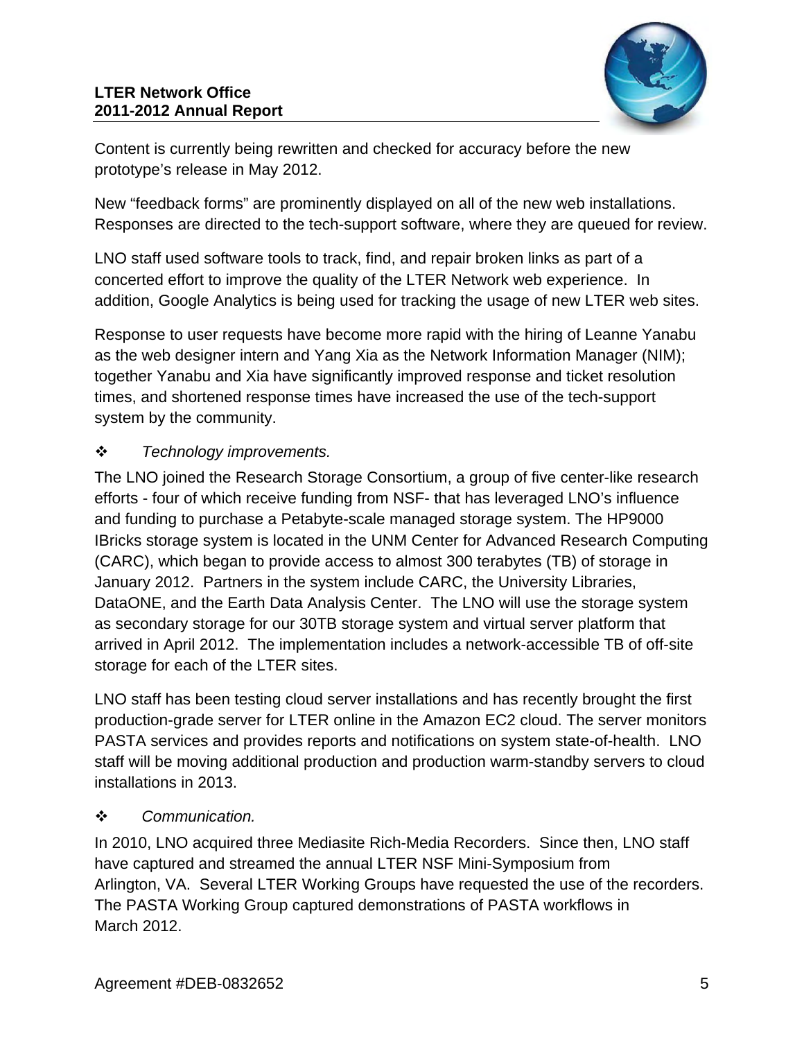Content is currently being rewritten and checked for accuracy before the new prototype's release in May 2012.

New "feedback forms" are prominently displayed on all of the new web installations. Responses are directed to the tech-support software, where they are queued for review.

LNO staff used software tools to track, find, and repair broken links as part of a concerted effort to improve the quality of the LTER Network web experience. In addition, Google Analytics is being used for tracking the usage of new LTER web sites.

Response to user requests have become more rapid with the hiring of Leanne Yanabu as the web designer intern and Yang Xia as the Network Information Manager (NIM); together Yanabu and Xia have significantly improved response and ticket resolution times, and shortened response times have increased the use of the tech-support system by the community.

- *Technology improvements.*

The LNO joined the Research Storage Consortium, a group of five center-like research efforts - four of which receive funding from NSF- that has leveraged LNO's influence and funding to purchase a Petabyte-scale managed storage system. The HP9000 IBricks storage system is located in the UNM Center for Advanced Research Computing (CARC), which began to provide access to almost 300 terabytes (TB) of storage in January 2012. Partners in the system include CARC, the University Libraries, DataONE, and the Earth Data Analysis Center. The LNO will use the storage system as secondary storage for our 30TB storage system and virtual server platform that arrived in April 2012. The implementation includes a network-accessible TB of off-site storage for each of the LTER sites.

LNO staff has been testing cloud server installations and has recently brought the first production-grade server for LTER online in the Amazon EC2 cloud. The server monitors PASTA services and provides reports and notifications on system state-of-health. LNO staff will be moving additional production and production warm-standby servers to cloud installations in 2013.

- *Communication.*

In 2010, LNO acquired three Mediasite Rich-Media Recorders. Since then, LNO staff have captured and streamed the annual LTER NSF Mini-Symposium from Arlington, VA. Several LTER Working Groups have requested the use of the recorders. The PASTA Working Group captured demonstrations of PASTA workflows in March 2012.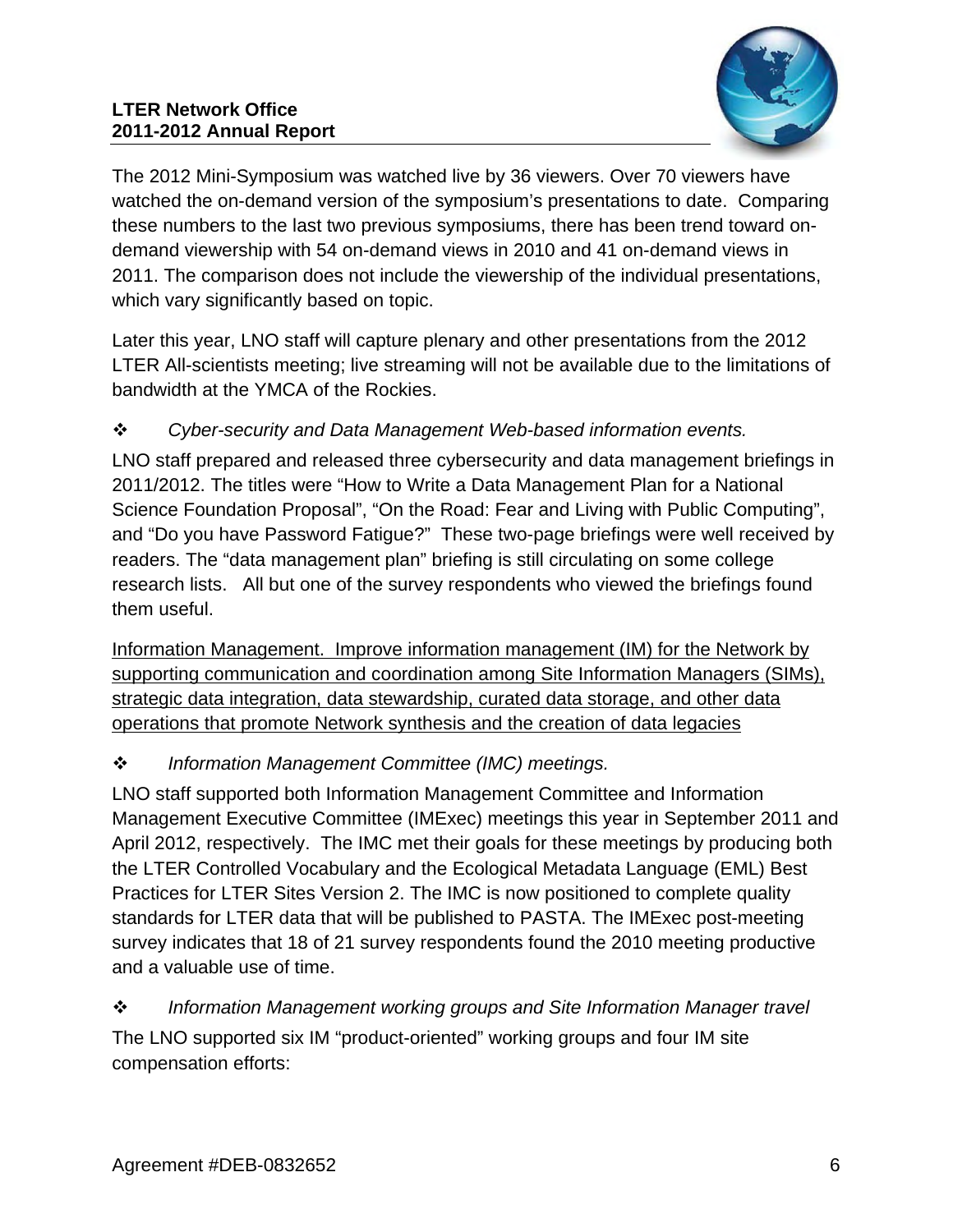The 2012 Mini-Symposium was watched live by 36 viewers. Over 70 viewers have watched the on-demand version of the symposium's presentations to date. Comparing these numbers to the last two previous symposiums, there has been trend toward on-demand viewership with 54 on-demand views in 2010 and 41 on-demand views in 2011. The comparison does not include the viewership of the individual presentations, which vary significantly based on topic.

Later this year, LNO staff will capture plenary and other presentations from the 2012 LTER All-scientists meeting; live streaming will not be available due to the limitations of bandwidth at the YMCA of the Rockies.

❖ *Cyber-security and Data Management Web-based information events.*

LNO staff prepared and released three cybersecurity and data management briefings in 2011/2012. The titles were "How to Write a Data Management Plan for a National Science Foundation Proposal", "On the Road: Fear and Living with Public Computing", and "Do you have Password Fatigue?" These two-page briefings were well received by readers. The "data management plan" briefing is still circulating on some college research lists. All but one of the survey respondents who viewed the briefings found them useful.

<u>Information Management. Improve information management (IM) for the Network by supporting communication and coordination among Site Information Managers (SIMs), strategic data integration, data stewardship, curated data storage, and other data operations that promote Network synthesis and the creation of data legacies</u>

❖ *Information Management Committee (IMC) meetings.*

LNO staff supported both Information Management Committee and Information Management Executive Committee (IMExec) meetings this year in September 2011 and April 2012, respectively. The IMC met their goals for these meetings by producing both the LTER Controlled Vocabulary and the Ecological Metadata Language (EML) Best Practices for LTER Sites Version 2. The IMC is now positioned to complete quality standards for LTER data that will be published to PASTA. The IMExec post-meeting survey indicates that 18 of 21 survey respondents found the 2010 meeting productive and a valuable use of time.

❖ *Information Management working groups and Site Information Manager travel*

The LNO supported six IM "product-oriented" working groups and four IM site compensation efforts: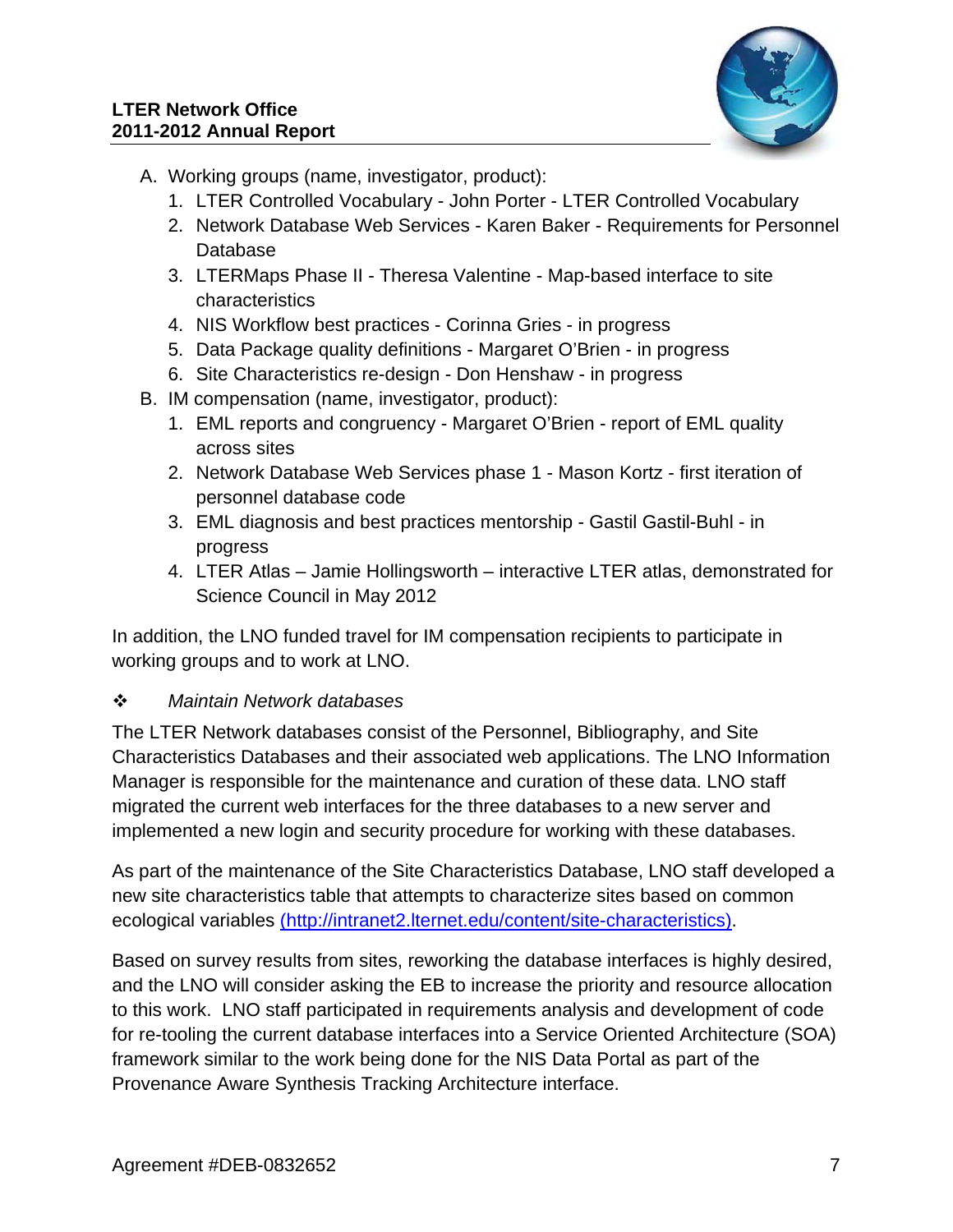A. Working groups (name, investigator, product):
   1. LTER Controlled Vocabulary - John Porter - LTER Controlled Vocabulary
   2. Network Database Web Services - Karen Baker - Requirements for Personnel Database
   3. LTERMaps Phase II - Theresa Valentine - Map-based interface to site characteristics
   4. NIS Workflow best practices - Corinna Gries - in progress
   5. Data Package quality definitions - Margaret O'Brien - in progress
   6. Site Characteristics re-design - Don Henshaw - in progress

B. IM compensation (name, investigator, product):
   1. EML reports and congruency - Margaret O'Brien - report of EML quality across sites
   2. Network Database Web Services phase 1 - Mason Kortz - first iteration of personnel database code
   3. EML diagnosis and best practices mentorship - Gastil Gastil-Buhl - in progress
   4. LTER Atlas – Jamie Hollingsworth – interactive LTER atlas, demonstrated for Science Council in May 2012

In addition, the LNO funded travel for IM compensation recipients to participate in working groups and to work at LNO.

❖ *Maintain Network databases*

The LTER Network databases consist of the Personnel, Bibliography, and Site Characteristics Databases and their associated web applications. The LNO Information Manager is responsible for the maintenance and curation of these data. LNO staff migrated the current web interfaces for the three databases to a new server and implemented a new login and security procedure for working with these databases.

As part of the maintenance of the Site Characteristics Database, LNO staff developed a new site characteristics table that attempts to characterize sites based on common ecological variables (http://intranet2.lternet.edu/content/site-characteristics).

Based on survey results from sites, reworking the database interfaces is highly desired, and the LNO will consider asking the EB to increase the priority and resource allocation to this work. LNO staff participated in requirements analysis and development of code for re-tooling the current database interfaces into a Service Oriented Architecture (SOA) framework similar to the work being done for the NIS Data Portal as part of the Provenance Aware Synthesis Tracking Architecture interface.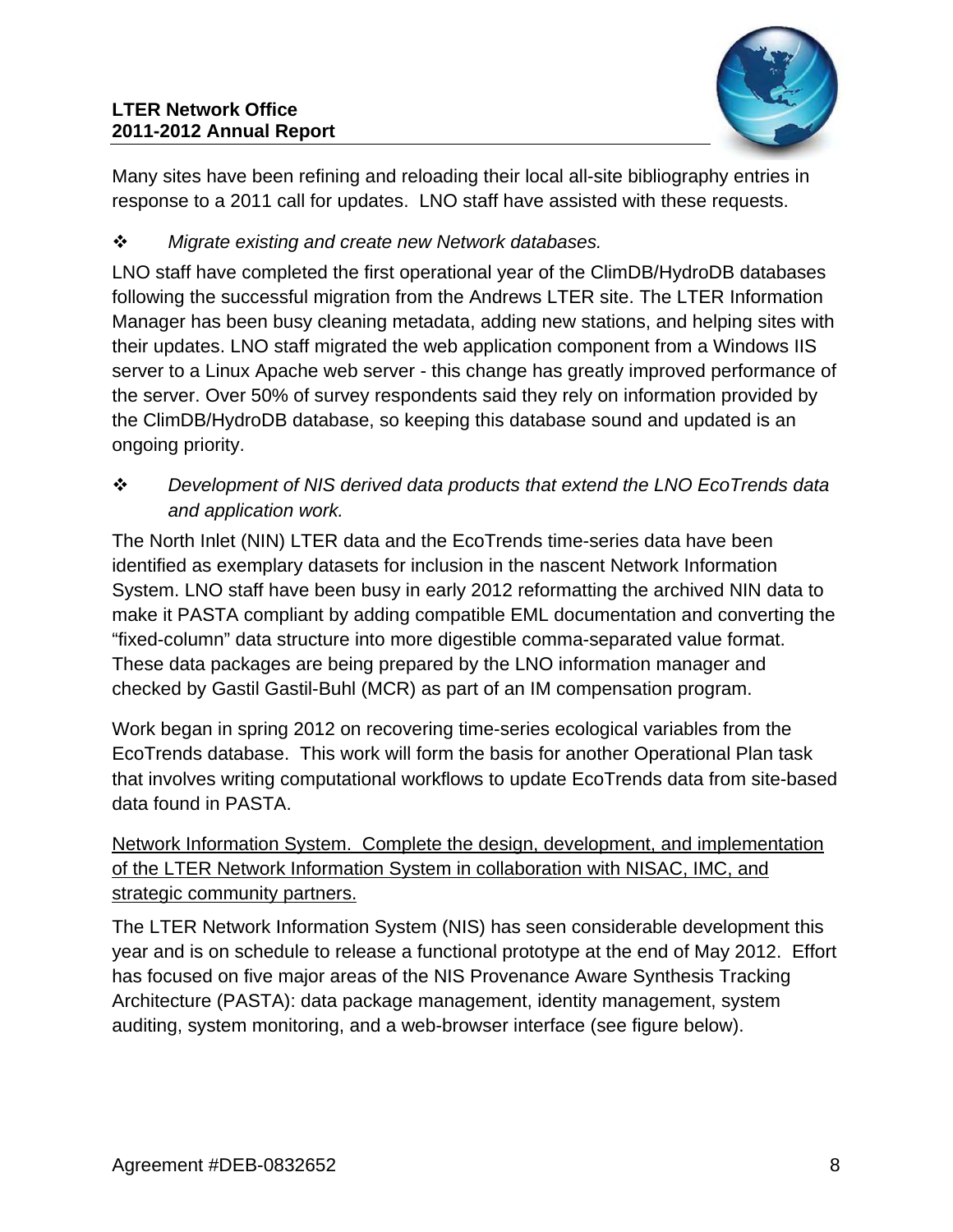Many sites have been refining and reloading their local all-site bibliography entries in response to a 2011 call for updates. LNO staff have assisted with these requests.

- *Migrate existing and create new Network databases.*

LNO staff have completed the first operational year of the ClimDB/HydroDB databases following the successful migration from the Andrews LTER site. The LTER Information Manager has been busy cleaning metadata, adding new stations, and helping sites with their updates. LNO staff migrated the web application component from a Windows IIS server to a Linux Apache web server - this change has greatly improved performance of the server. Over 50% of survey respondents said they rely on information provided by the ClimDB/HydroDB database, so keeping this database sound and updated is an ongoing priority.

- *Development of NIS derived data products that extend the LNO EcoTrends data and application work.*

The North Inlet (NIN) LTER data and the EcoTrends time-series data have been identified as exemplary datasets for inclusion in the nascent Network Information System. LNO staff have been busy in early 2012 reformatting the archived NIN data to make it PASTA compliant by adding compatible EML documentation and converting the "fixed-column" data structure into more digestible comma-separated value format. These data packages are being prepared by the LNO information manager and checked by Gastil Gastil-Buhl (MCR) as part of an IM compensation program.

Work began in spring 2012 on recovering time-series ecological variables from the EcoTrends database. This work will form the basis for another Operational Plan task that involves writing computational workflows to update EcoTrends data from site-based data found in PASTA.

<u>Network Information System. Complete the design, development, and implementation of the LTER Network Information System in collaboration with NISAC, IMC, and strategic community partners.</u>

The LTER Network Information System (NIS) has seen considerable development this year and is on schedule to release a functional prototype at the end of May 2012. Effort has focused on five major areas of the NIS Provenance Aware Synthesis Tracking Architecture (PASTA): data package management, identity management, system auditing, system monitoring, and a web-browser interface (see figure below).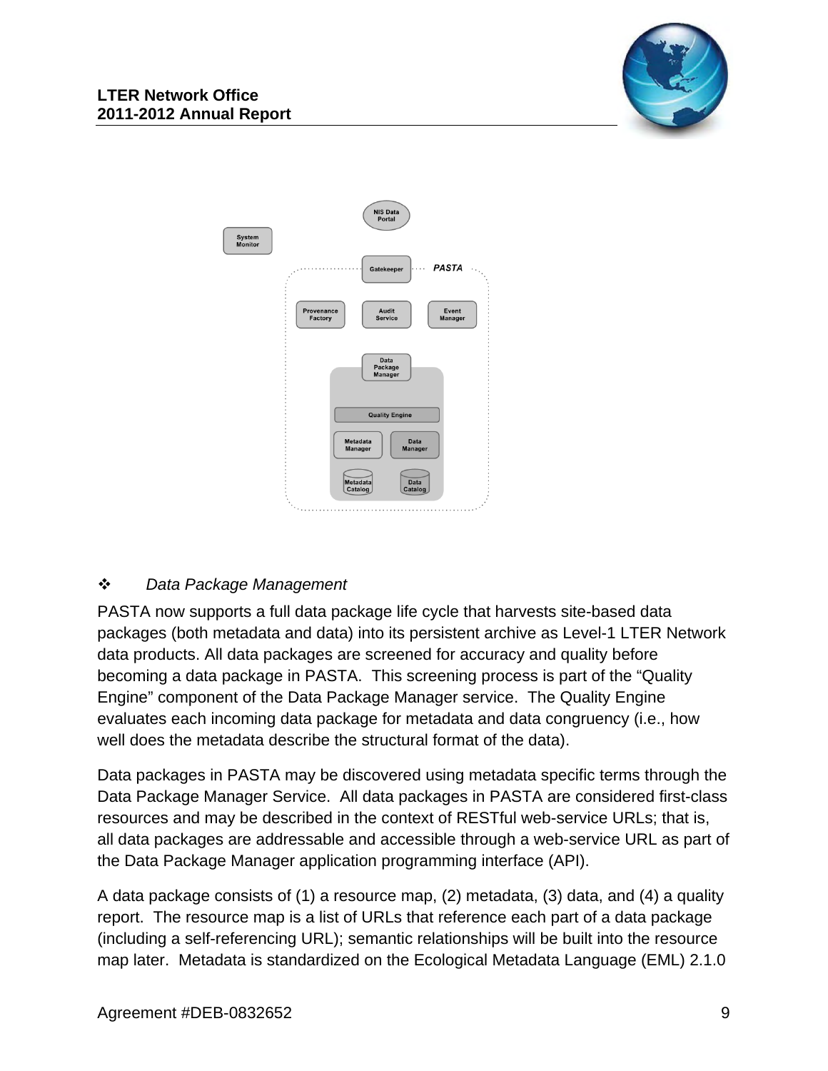❖ *Data Package Management*

PASTA now supports a full data package life cycle that harvests site-based data packages (both metadata and data) into its persistent archive as Level-1 LTER Network data products. All data packages are screened for accuracy and quality before becoming a data package in PASTA. This screening process is part of the "Quality Engine" component of the Data Package Manager service. The Quality Engine evaluates each incoming data package for metadata and data congruency (i.e., how well does the metadata describe the structural format of the data).

Data packages in PASTA may be discovered using metadata specific terms through the Data Package Manager Service. All data packages in PASTA are considered first-class resources and may be described in the context of RESTful web-service URLs; that is, all data packages are addressable and accessible through a web-service URL as part of the Data Package Manager application programming interface (API).

A data package consists of (1) a resource map, (2) metadata, (3) data, and (4) a quality report. The resource map is a list of URLs that reference each part of a data package (including a self-referencing URL); semantic relationships will be built into the resource map later. Metadata is standardized on the Ecological Metadata Language (EML) 2.1.0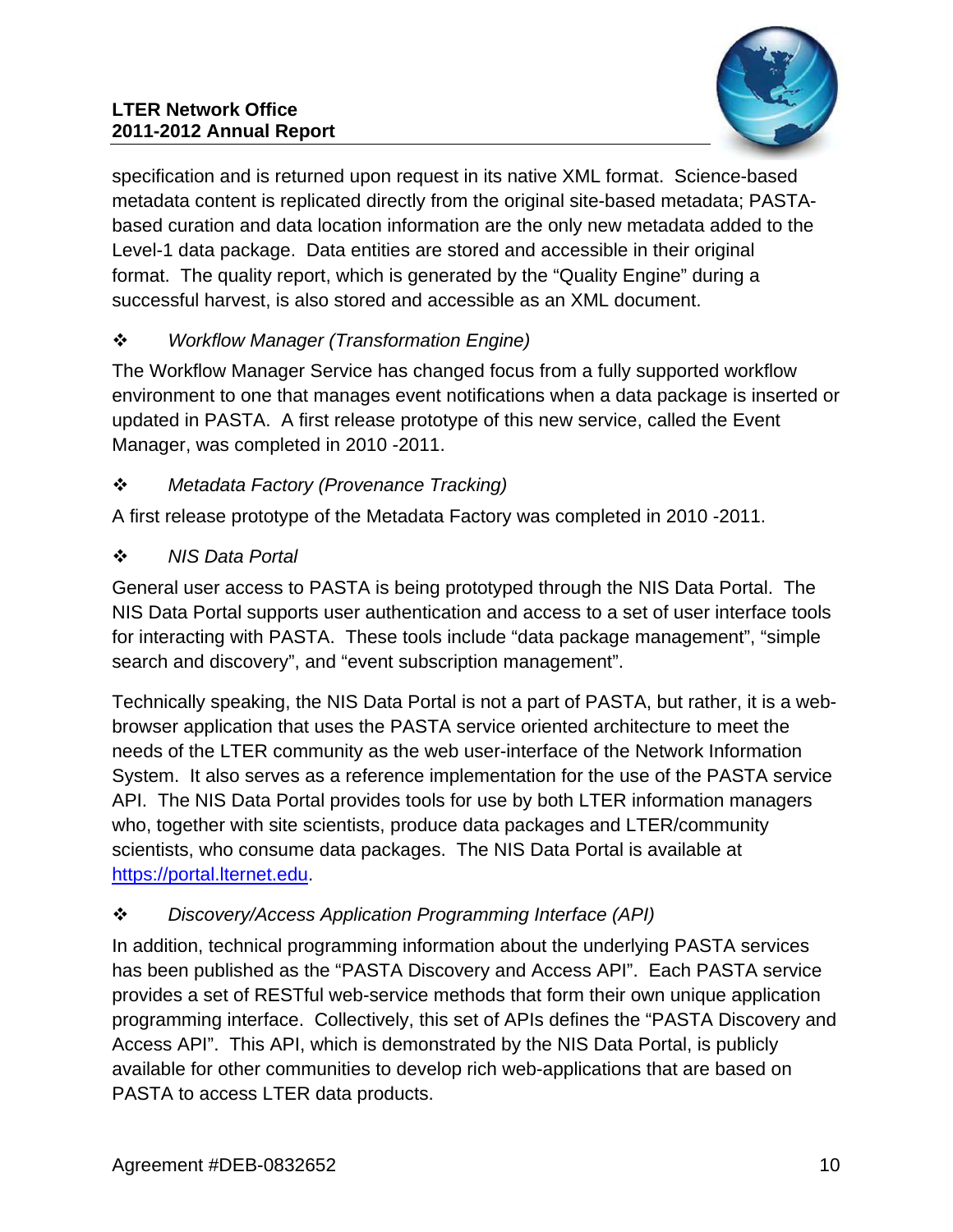specification and is returned upon request in its native XML format. Science-based metadata content is replicated directly from the original site-based metadata; PASTA-based curation and data location information are the only new metadata added to the Level-1 data package. Data entities are stored and accessible in their original format. The quality report, which is generated by the "Quality Engine" during a successful harvest, is also stored and accessible as an XML document.

❖ *Workflow Manager (Transformation Engine)*

The Workflow Manager Service has changed focus from a fully supported workflow environment to one that manages event notifications when a data package is inserted or updated in PASTA. A first release prototype of this new service, called the Event Manager, was completed in 2010 -2011.

❖ *Metadata Factory (Provenance Tracking)*

A first release prototype of the Metadata Factory was completed in 2010 -2011.

❖ *NIS Data Portal*

General user access to PASTA is being prototyped through the NIS Data Portal. The NIS Data Portal supports user authentication and access to a set of user interface tools for interacting with PASTA. These tools include "data package management", "simple search and discovery", and "event subscription management".

Technically speaking, the NIS Data Portal is not a part of PASTA, but rather, it is a web-browser application that uses the PASTA service oriented architecture to meet the needs of the LTER community as the web user-interface of the Network Information System. It also serves as a reference implementation for the use of the PASTA service API. The NIS Data Portal provides tools for use by both LTER information managers who, together with site scientists, produce data packages and LTER/community scientists, who consume data packages. The NIS Data Portal is available at https://portal.lternet.edu.

❖ *Discovery/Access Application Programming Interface (API)*

In addition, technical programming information about the underlying PASTA services has been published as the "PASTA Discovery and Access API". Each PASTA service provides a set of RESTful web-service methods that form their own unique application programming interface. Collectively, this set of APIs defines the "PASTA Discovery and Access API". This API, which is demonstrated by the NIS Data Portal, is publicly available for other communities to develop rich web-applications that are based on PASTA to access LTER data products.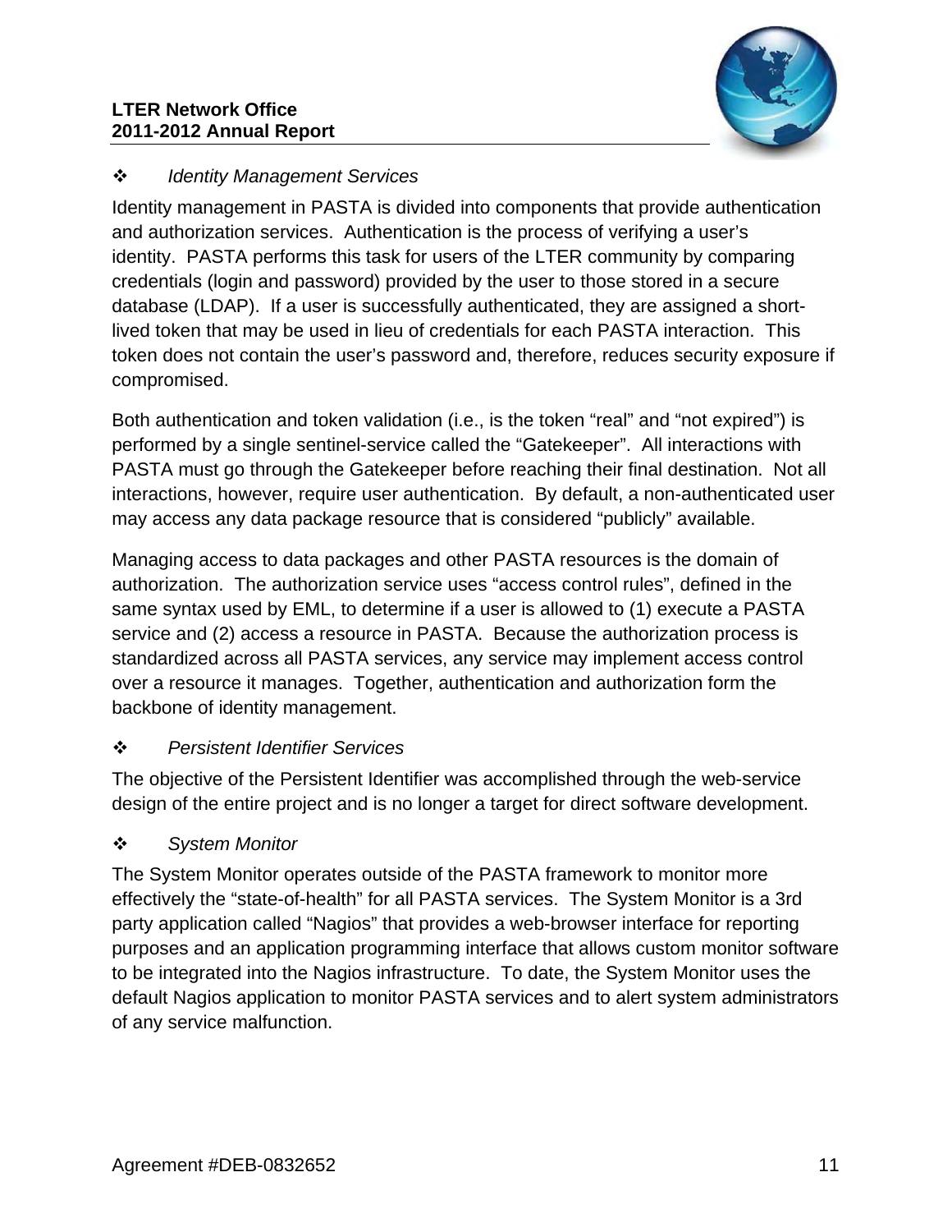- *Identity Management Services*

Identity management in PASTA is divided into components that provide authentication and authorization services. Authentication is the process of verifying a user's identity. PASTA performs this task for users of the LTER community by comparing credentials (login and password) provided by the user to those stored in a secure database (LDAP). If a user is successfully authenticated, they are assigned a short-lived token that may be used in lieu of credentials for each PASTA interaction. This token does not contain the user's password and, therefore, reduces security exposure if compromised.

Both authentication and token validation (i.e., is the token "real" and "not expired") is performed by a single sentinel-service called the "Gatekeeper". All interactions with PASTA must go through the Gatekeeper before reaching their final destination. Not all interactions, however, require user authentication. By default, a non-authenticated user may access any data package resource that is considered "publicly" available.

Managing access to data packages and other PASTA resources is the domain of authorization. The authorization service uses "access control rules", defined in the same syntax used by EML, to determine if a user is allowed to (1) execute a PASTA service and (2) access a resource in PASTA. Because the authorization process is standardized across all PASTA services, any service may implement access control over a resource it manages. Together, authentication and authorization form the backbone of identity management.

- *Persistent Identifier Services*

The objective of the Persistent Identifier was accomplished through the web-service design of the entire project and is no longer a target for direct software development.

- *System Monitor*

The System Monitor operates outside of the PASTA framework to monitor more effectively the "state-of-health" for all PASTA services. The System Monitor is a 3rd party application called "Nagios" that provides a web-browser interface for reporting purposes and an application programming interface that allows custom monitor software to be integrated into the Nagios infrastructure. To date, the System Monitor uses the default Nagios application to monitor PASTA services and to alert system administrators of any service malfunction.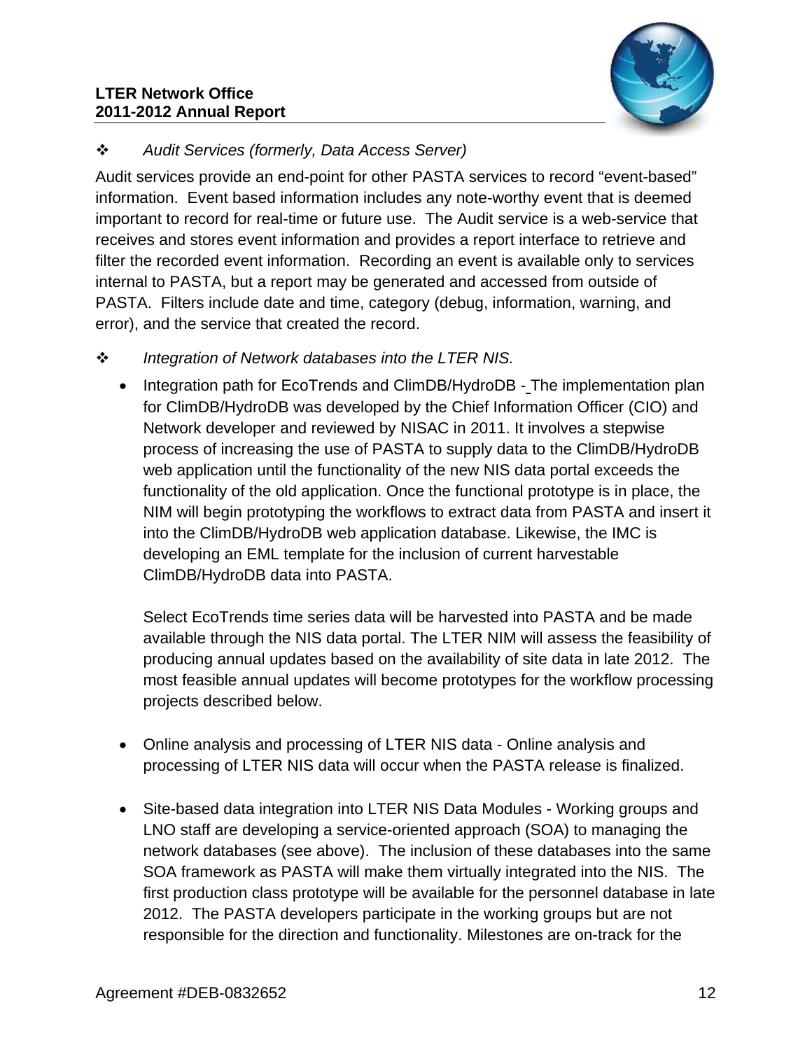❖ *Audit Services (formerly, Data Access Server)*

Audit services provide an end-point for other PASTA services to record "event-based" information. Event based information includes any note-worthy event that is deemed important to record for real-time or future use. The Audit service is a web-service that receives and stores event information and provides a report interface to retrieve and filter the recorded event information. Recording an event is available only to services internal to PASTA, but a report may be generated and accessed from outside of PASTA. Filters include date and time, category (debug, information, warning, and error), and the service that created the record.

❖ *Integration of Network databases into the LTER NIS.*

- Integration path for EcoTrends and ClimDB/HydroDB - The implementation plan for ClimDB/HydroDB was developed by the Chief Information Officer (CIO) and Network developer and reviewed by NISAC in 2011. It involves a stepwise process of increasing the use of PASTA to supply data to the ClimDB/HydroDB web application until the functionality of the new NIS data portal exceeds the functionality of the old application. Once the functional prototype is in place, the NIM will begin prototyping the workflows to extract data from PASTA and insert it into the ClimDB/HydroDB web application database. Likewise, the IMC is developing an EML template for the inclusion of current harvestable ClimDB/HydroDB data into PASTA.

  Select EcoTrends time series data will be harvested into PASTA and be made available through the NIS data portal. The LTER NIM will assess the feasibility of producing annual updates based on the availability of site data in late 2012. The most feasible annual updates will become prototypes for the workflow processing projects described below.

- Online analysis and processing of LTER NIS data - Online analysis and processing of LTER NIS data will occur when the PASTA release is finalized.

- Site-based data integration into LTER NIS Data Modules - Working groups and LNO staff are developing a service-oriented approach (SOA) to managing the network databases (see above). The inclusion of these databases into the same SOA framework as PASTA will make them virtually integrated into the NIS. The first production class prototype will be available for the personnel database in late 2012. The PASTA developers participate in the working groups but are not responsible for the direction and functionality. Milestones are on-track for the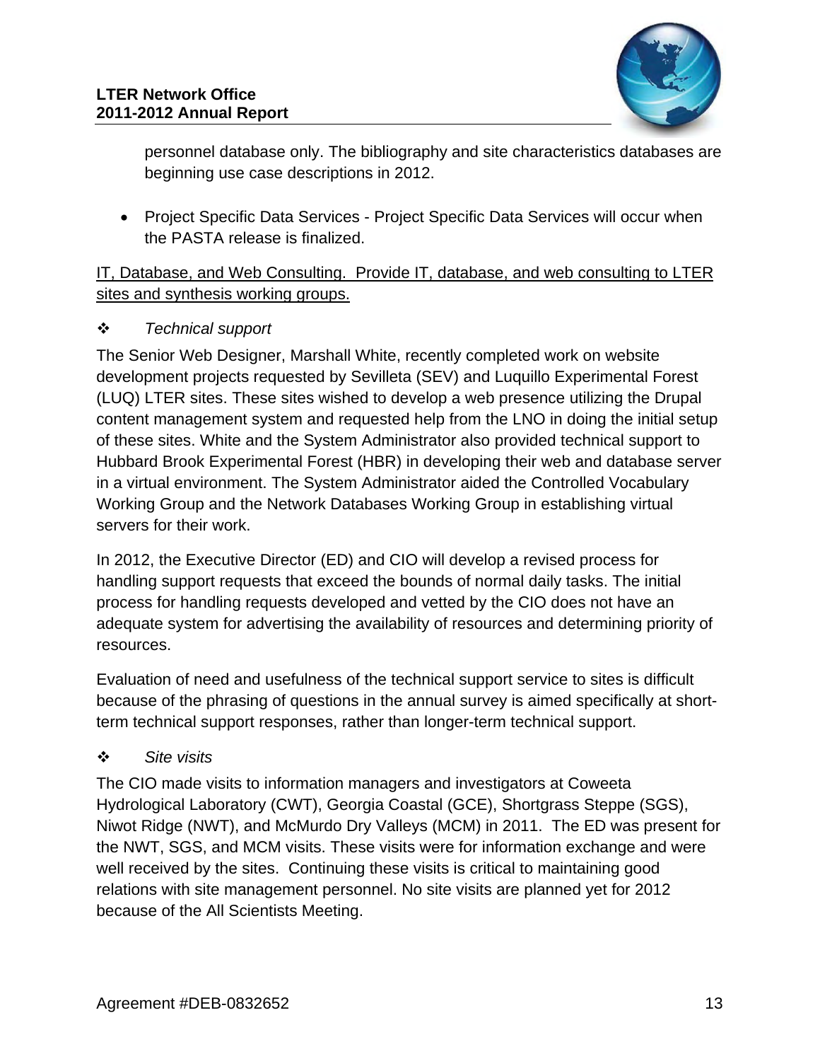personnel database only. The bibliography and site characteristics databases are beginning use case descriptions in 2012.

- Project Specific Data Services - Project Specific Data Services will occur when the PASTA release is finalized.

<u>IT, Database, and Web Consulting. Provide IT, database, and web consulting to LTER sites and synthesis working groups.</u>

❖ *Technical support*

The Senior Web Designer, Marshall White, recently completed work on website development projects requested by Sevilleta (SEV) and Luquillo Experimental Forest (LUQ) LTER sites. These sites wished to develop a web presence utilizing the Drupal content management system and requested help from the LNO in doing the initial setup of these sites. White and the System Administrator also provided technical support to Hubbard Brook Experimental Forest (HBR) in developing their web and database server in a virtual environment. The System Administrator aided the Controlled Vocabulary Working Group and the Network Databases Working Group in establishing virtual servers for their work.

In 2012, the Executive Director (ED) and CIO will develop a revised process for handling support requests that exceed the bounds of normal daily tasks. The initial process for handling requests developed and vetted by the CIO does not have an adequate system for advertising the availability of resources and determining priority of resources.

Evaluation of need and usefulness of the technical support service to sites is difficult because of the phrasing of questions in the annual survey is aimed specifically at short-term technical support responses, rather than longer-term technical support.

❖ *Site visits*

The CIO made visits to information managers and investigators at Coweeta Hydrological Laboratory (CWT), Georgia Coastal (GCE), Shortgrass Steppe (SGS), Niwot Ridge (NWT), and McMurdo Dry Valleys (MCM) in 2011. The ED was present for the NWT, SGS, and MCM visits. These visits were for information exchange and were well received by the sites. Continuing these visits is critical to maintaining good relations with site management personnel. No site visits are planned yet for 2012 because of the All Scientists Meeting.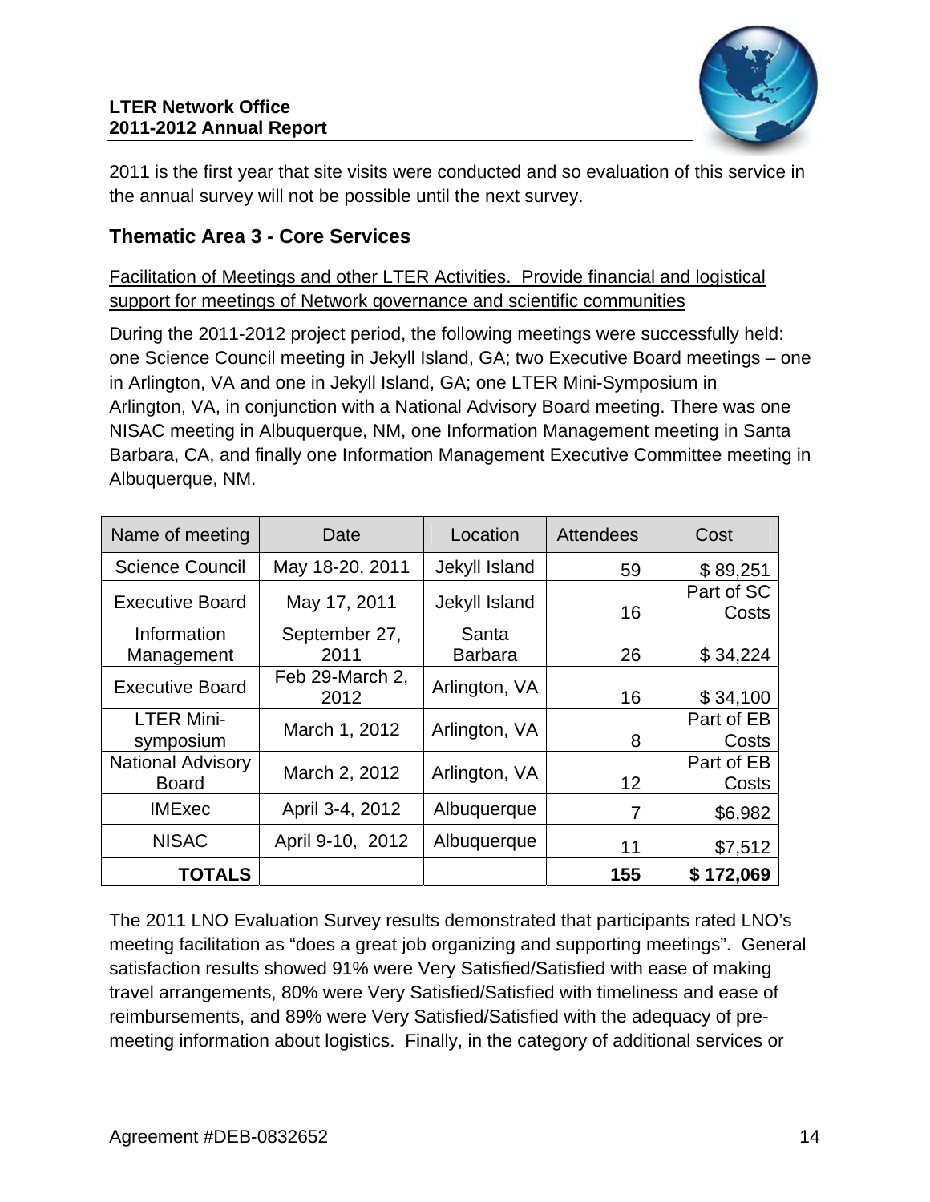2011 is the first year that site visits were conducted and so evaluation of this service in the annual survey will not be possible until the next survey.

## Thematic Area 3 - Core Services

Facilitation of Meetings and other LTER Activities. Provide financial and logistical support for meetings of Network governance and scientific communities

During the 2011-2012 project period, the following meetings were successfully held: one Science Council meeting in Jekyll Island, GA; two Executive Board meetings – one in Arlington, VA and one in Jekyll Island, GA; one LTER Mini-Symposium in Arlington, VA, in conjunction with a National Advisory Board meeting. There was one NISAC meeting in Albuquerque, NM, one Information Management meeting in Santa Barbara, CA, and finally one Information Management Executive Committee meeting in Albuquerque, NM.

| Name of meeting | Date | Location | Attendees | Cost |
|---|---|---|---|---|
| Science Council | May 18-20, 2011 | Jekyll Island | 59 | $ 89,251 |
| Executive Board | May 17, 2011 | Jekyll Island | 16 | Part of SC Costs |
| Information Management | September 27, 2011 | Santa Barbara | 26 | $ 34,224 |
| Executive Board | Feb 29-March 2, 2012 | Arlington, VA | 16 | $ 34,100 |
| LTER Mini-symposium | March 1, 2012 | Arlington, VA | 8 | Part of EB Costs |
| National Advisory Board | March 2, 2012 | Arlington, VA | 12 | Part of EB Costs |
| IMExec | April 3-4, 2012 | Albuquerque | 7 | $6,982 |
| NISAC | April 9-10, 2012 | Albuquerque | 11 | $7,512 |
| **TOTALS** | | | **155** | **$ 172,069** |

The 2011 LNO Evaluation Survey results demonstrated that participants rated LNO's meeting facilitation as "does a great job organizing and supporting meetings". General satisfaction results showed 91% were Very Satisfied/Satisfied with ease of making travel arrangements, 80% were Very Satisfied/Satisfied with timeliness and ease of reimbursements, and 89% were Very Satisfied/Satisfied with the adequacy of pre-meeting information about logistics. Finally, in the category of additional services or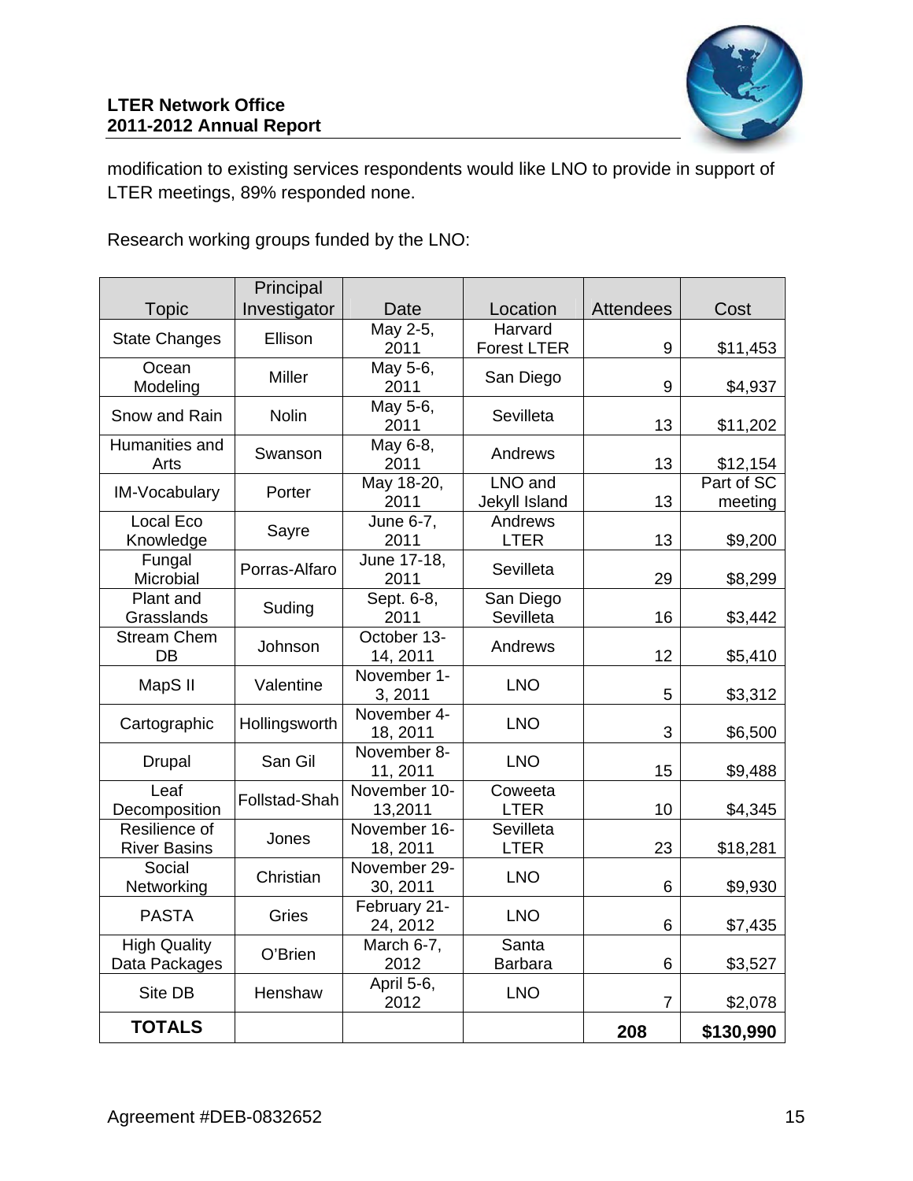modification to existing services respondents would like LNO to provide in support of LTER meetings, 89% responded none.

Research working groups funded by the LNO:

| Topic | Principal Investigator | Date | Location | Attendees | Cost |
|---|---|---|---|---|---|
| State Changes | Ellison | May 2-5, 2011 | Harvard Forest LTER | 9 | $11,453 |
| Ocean Modeling | Miller | May 5-6, 2011 | San Diego | 9 | $4,937 |
| Snow and Rain | Nolin | May 5-6, 2011 | Sevilleta | 13 | $11,202 |
| Humanities and Arts | Swanson | May 6-8, 2011 | Andrews | 13 | $12,154 |
| IM-Vocabulary | Porter | May 18-20, 2011 | LNO and Jekyll Island | 13 | Part of SC meeting |
| Local Eco Knowledge | Sayre | June 6-7, 2011 | Andrews LTER | 13 | $9,200 |
| Fungal Microbial | Porras-Alfaro | June 17-18, 2011 | Sevilleta | 29 | $8,299 |
| Plant and Grasslands | Suding | Sept. 6-8, 2011 | San Diego Sevilleta | 16 | $3,442 |
| Stream Chem DB | Johnson | October 13-14, 2011 | Andrews | 12 | $5,410 |
| MapS II | Valentine | November 1-3, 2011 | LNO | 5 | $3,312 |
| Cartographic | Hollingsworth | November 4-18, 2011 | LNO | 3 | $6,500 |
| Drupal | San Gil | November 8-11, 2011 | LNO | 15 | $9,488 |
| Leaf Decomposition | Follstad-Shah | November 10-13,2011 | Coweeta LTER | 10 | $4,345 |
| Resilience of River Basins | Jones | November 16-18, 2011 | Sevilleta LTER | 23 | $18,281 |
| Social Networking | Christian | November 29-30, 2011 | LNO | 6 | $9,930 |
| PASTA | Gries | February 21-24, 2012 | LNO | 6 | $7,435 |
| High Quality Data Packages | O'Brien | March 6-7, 2012 | Santa Barbara | 6 | $3,527 |
| Site DB | Henshaw | April 5-6, 2012 | LNO | 7 | $2,078 |
| **TOTALS** | | | | **208** | **$130,990** |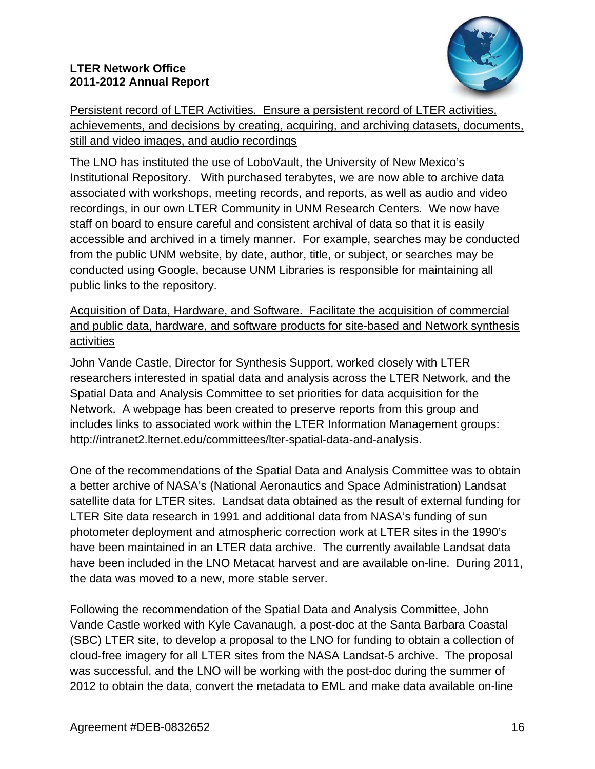<u>Persistent record of LTER Activities. Ensure a persistent record of LTER activities, achievements, and decisions by creating, acquiring, and archiving datasets, documents, still and video images, and audio recordings</u>

The LNO has instituted the use of LoboVault, the University of New Mexico's Institutional Repository. With purchased terabytes, we are now able to archive data associated with workshops, meeting records, and reports, as well as audio and video recordings, in our own LTER Community in UNM Research Centers. We now have staff on board to ensure careful and consistent archival of data so that it is easily accessible and archived in a timely manner. For example, searches may be conducted from the public UNM website, by date, author, title, or subject, or searches may be conducted using Google, because UNM Libraries is responsible for maintaining all public links to the repository.

<u>Acquisition of Data, Hardware, and Software. Facilitate the acquisition of commercial and public data, hardware, and software products for site-based and Network synthesis activities</u>

John Vande Castle, Director for Synthesis Support, worked closely with LTER researchers interested in spatial data and analysis across the LTER Network, and the Spatial Data and Analysis Committee to set priorities for data acquisition for the Network. A webpage has been created to preserve reports from this group and includes links to associated work within the LTER Information Management groups: http://intranet2.lternet.edu/committees/lter-spatial-data-and-analysis.

One of the recommendations of the Spatial Data and Analysis Committee was to obtain a better archive of NASA's (National Aeronautics and Space Administration) Landsat satellite data for LTER sites. Landsat data obtained as the result of external funding for LTER Site data research in 1991 and additional data from NASA's funding of sun photometer deployment and atmospheric correction work at LTER sites in the 1990's have been maintained in an LTER data archive. The currently available Landsat data have been included in the LNO Metacat harvest and are available on-line. During 2011, the data was moved to a new, more stable server.

Following the recommendation of the Spatial Data and Analysis Committee, John Vande Castle worked with Kyle Cavanaugh, a post-doc at the Santa Barbara Coastal (SBC) LTER site, to develop a proposal to the LNO for funding to obtain a collection of cloud-free imagery for all LTER sites from the NASA Landsat-5 archive. The proposal was successful, and the LNO will be working with the post-doc during the summer of 2012 to obtain the data, convert the metadata to EML and make data available on-line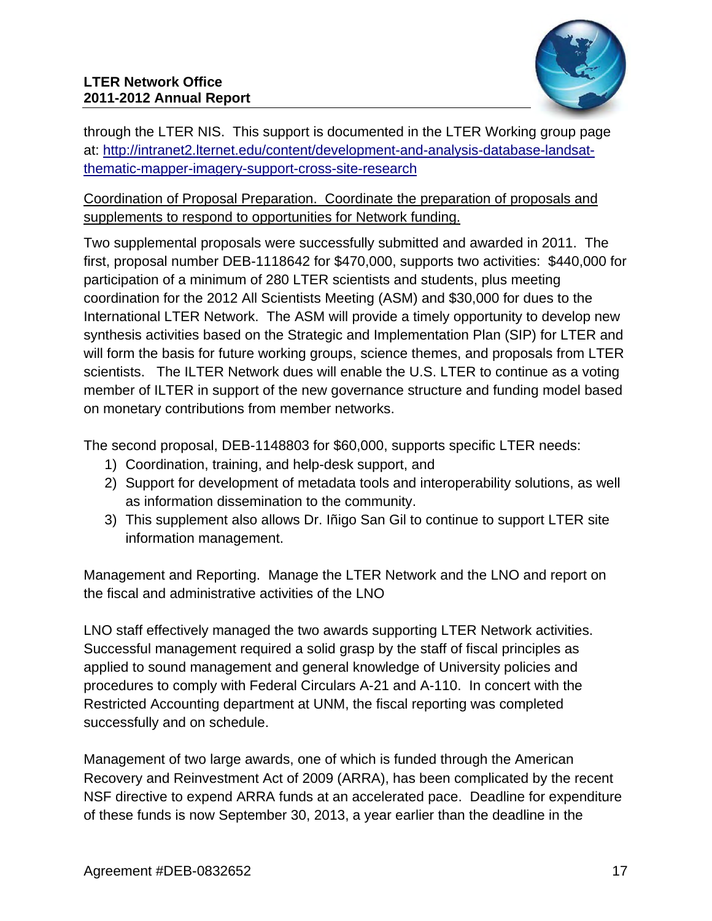through the LTER NIS. This support is documented in the LTER Working group page at: http://intranet2.lternet.edu/content/development-and-analysis-database-landsat-thematic-mapper-imagery-support-cross-site-research

Coordination of Proposal Preparation. Coordinate the preparation of proposals and supplements to respond to opportunities for Network funding.

Two supplemental proposals were successfully submitted and awarded in 2011. The first, proposal number DEB-1118642 for $470,000, supports two activities: $440,000 for participation of a minimum of 280 LTER scientists and students, plus meeting coordination for the 2012 All Scientists Meeting (ASM) and $30,000 for dues to the International LTER Network. The ASM will provide a timely opportunity to develop new synthesis activities based on the Strategic and Implementation Plan (SIP) for LTER and will form the basis for future working groups, science themes, and proposals from LTER scientists. The ILTER Network dues will enable the U.S. LTER to continue as a voting member of ILTER in support of the new governance structure and funding model based on monetary contributions from member networks.

The second proposal, DEB-1148803 for $60,000, supports specific LTER needs:

1) Coordination, training, and help-desk support, and
2) Support for development of metadata tools and interoperability solutions, as well as information dissemination to the community.
3) This supplement also allows Dr. Iñigo San Gil to continue to support LTER site information management.

Management and Reporting. Manage the LTER Network and the LNO and report on the fiscal and administrative activities of the LNO

LNO staff effectively managed the two awards supporting LTER Network activities. Successful management required a solid grasp by the staff of fiscal principles as applied to sound management and general knowledge of University policies and procedures to comply with Federal Circulars A-21 and A-110. In concert with the Restricted Accounting department at UNM, the fiscal reporting was completed successfully and on schedule.

Management of two large awards, one of which is funded through the American Recovery and Reinvestment Act of 2009 (ARRA), has been complicated by the recent NSF directive to expend ARRA funds at an accelerated pace. Deadline for expenditure of these funds is now September 30, 2013, a year earlier than the deadline in the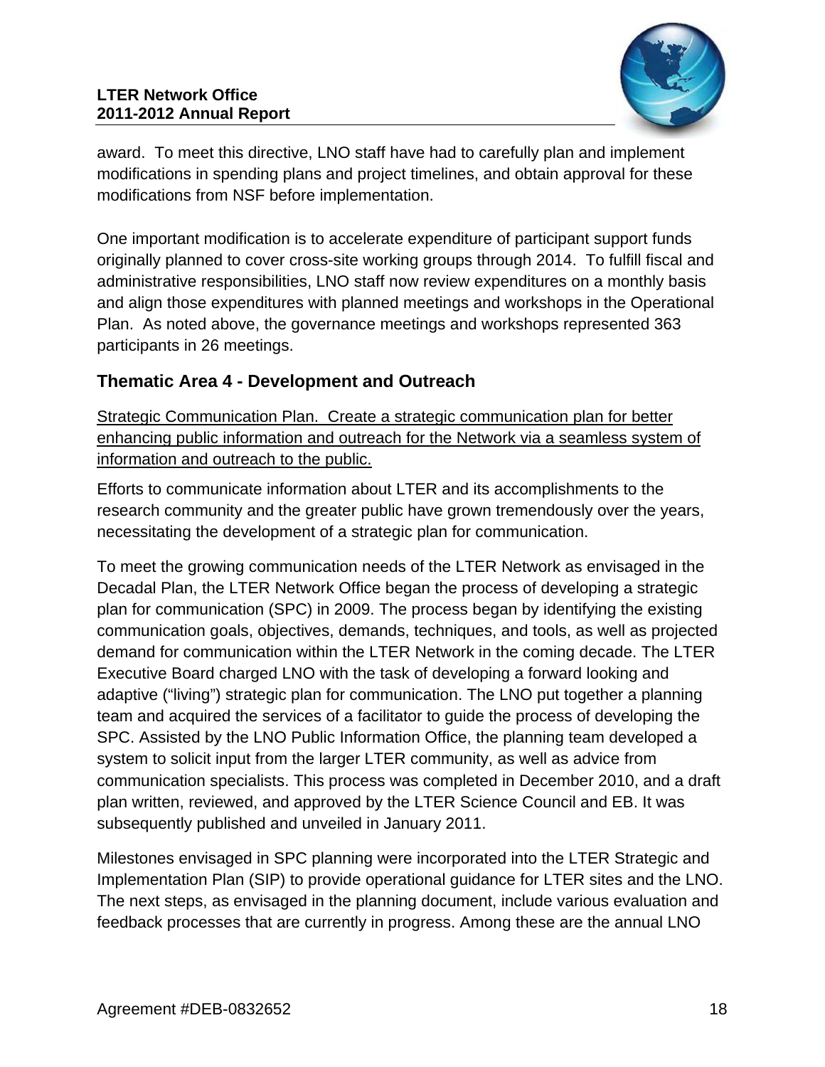award. To meet this directive, LNO staff have had to carefully plan and implement modifications in spending plans and project timelines, and obtain approval for these modifications from NSF before implementation.

One important modification is to accelerate expenditure of participant support funds originally planned to cover cross-site working groups through 2014. To fulfill fiscal and administrative responsibilities, LNO staff now review expenditures on a monthly basis and align those expenditures with planned meetings and workshops in the Operational Plan. As noted above, the governance meetings and workshops represented 363 participants in 26 meetings.

## Thematic Area 4 - Development and Outreach

<u>Strategic Communication Plan. Create a strategic communication plan for better enhancing public information and outreach for the Network via a seamless system of information and outreach to the public.</u>

Efforts to communicate information about LTER and its accomplishments to the research community and the greater public have grown tremendously over the years, necessitating the development of a strategic plan for communication.

To meet the growing communication needs of the LTER Network as envisaged in the Decadal Plan, the LTER Network Office began the process of developing a strategic plan for communication (SPC) in 2009. The process began by identifying the existing communication goals, objectives, demands, techniques, and tools, as well as projected demand for communication within the LTER Network in the coming decade. The LTER Executive Board charged LNO with the task of developing a forward looking and adaptive ("living") strategic plan for communication. The LNO put together a planning team and acquired the services of a facilitator to guide the process of developing the SPC. Assisted by the LNO Public Information Office, the planning team developed a system to solicit input from the larger LTER community, as well as advice from communication specialists. This process was completed in December 2010, and a draft plan written, reviewed, and approved by the LTER Science Council and EB. It was subsequently published and unveiled in January 2011.

Milestones envisaged in SPC planning were incorporated into the LTER Strategic and Implementation Plan (SIP) to provide operational guidance for LTER sites and the LNO. The next steps, as envisaged in the planning document, include various evaluation and feedback processes that are currently in progress. Among these are the annual LNO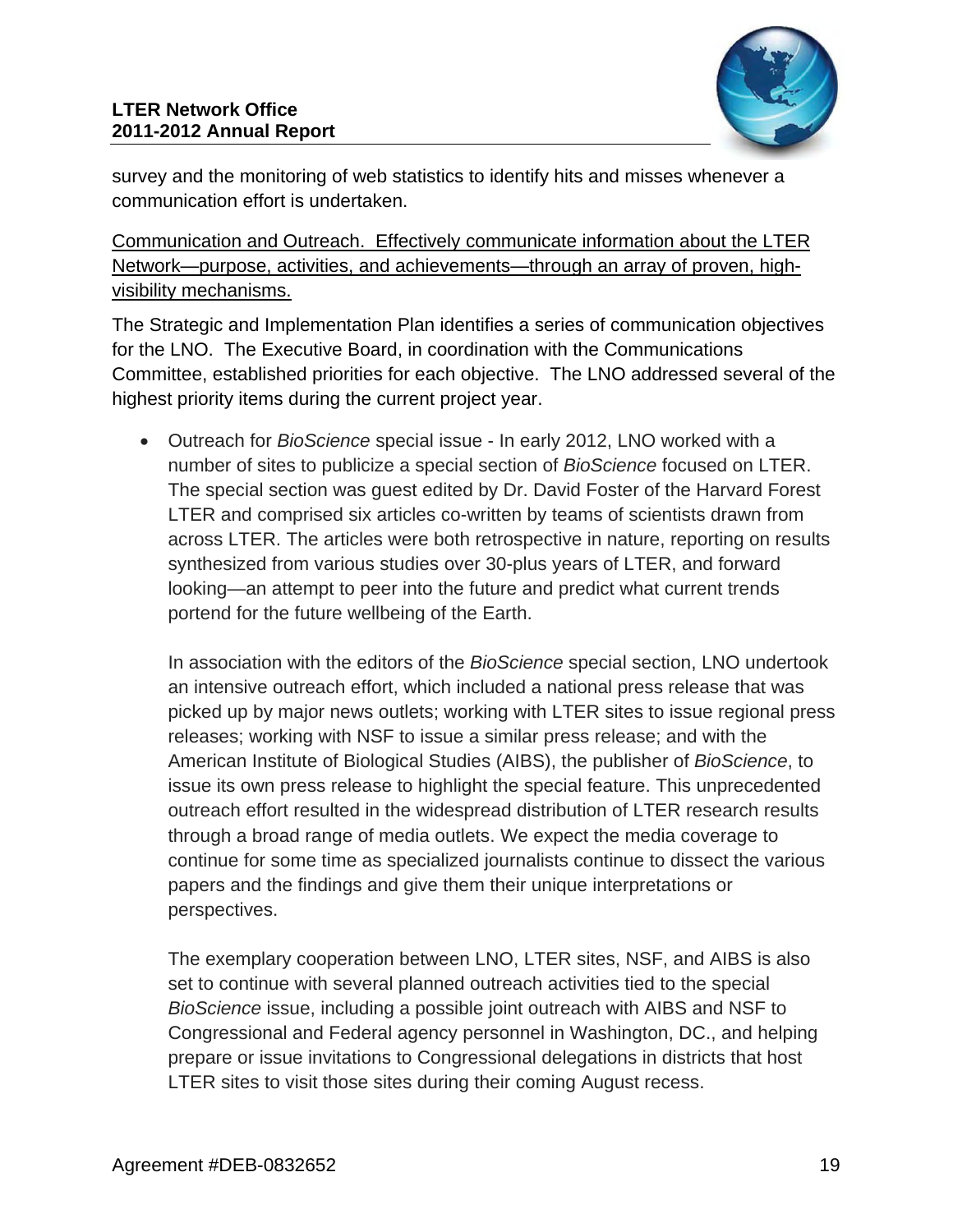survey and the monitoring of web statistics to identify hits and misses whenever a communication effort is undertaken.

Communication and Outreach. Effectively communicate information about the LTER Network—purpose, activities, and achievements—through an array of proven, high-visibility mechanisms.

The Strategic and Implementation Plan identifies a series of communication objectives for the LNO. The Executive Board, in coordination with the Communications Committee, established priorities for each objective. The LNO addressed several of the highest priority items during the current project year.

- Outreach for *BioScience* special issue - In early 2012, LNO worked with a number of sites to publicize a special section of *BioScience* focused on LTER. The special section was guest edited by Dr. David Foster of the Harvard Forest LTER and comprised six articles co-written by teams of scientists drawn from across LTER. The articles were both retrospective in nature, reporting on results synthesized from various studies over 30-plus years of LTER, and forward looking—an attempt to peer into the future and predict what current trends portend for the future wellbeing of the Earth.

  In association with the editors of the *BioScience* special section, LNO undertook an intensive outreach effort, which included a national press release that was picked up by major news outlets; working with LTER sites to issue regional press releases; working with NSF to issue a similar press release; and with the American Institute of Biological Studies (AIBS), the publisher of *BioScience*, to issue its own press release to highlight the special feature. This unprecedented outreach effort resulted in the widespread distribution of LTER research results through a broad range of media outlets. We expect the media coverage to continue for some time as specialized journalists continue to dissect the various papers and the findings and give them their unique interpretations or perspectives.

  The exemplary cooperation between LNO, LTER sites, NSF, and AIBS is also set to continue with several planned outreach activities tied to the special *BioScience* issue, including a possible joint outreach with AIBS and NSF to Congressional and Federal agency personnel in Washington, DC., and helping prepare or issue invitations to Congressional delegations in districts that host LTER sites to visit those sites during their coming August recess.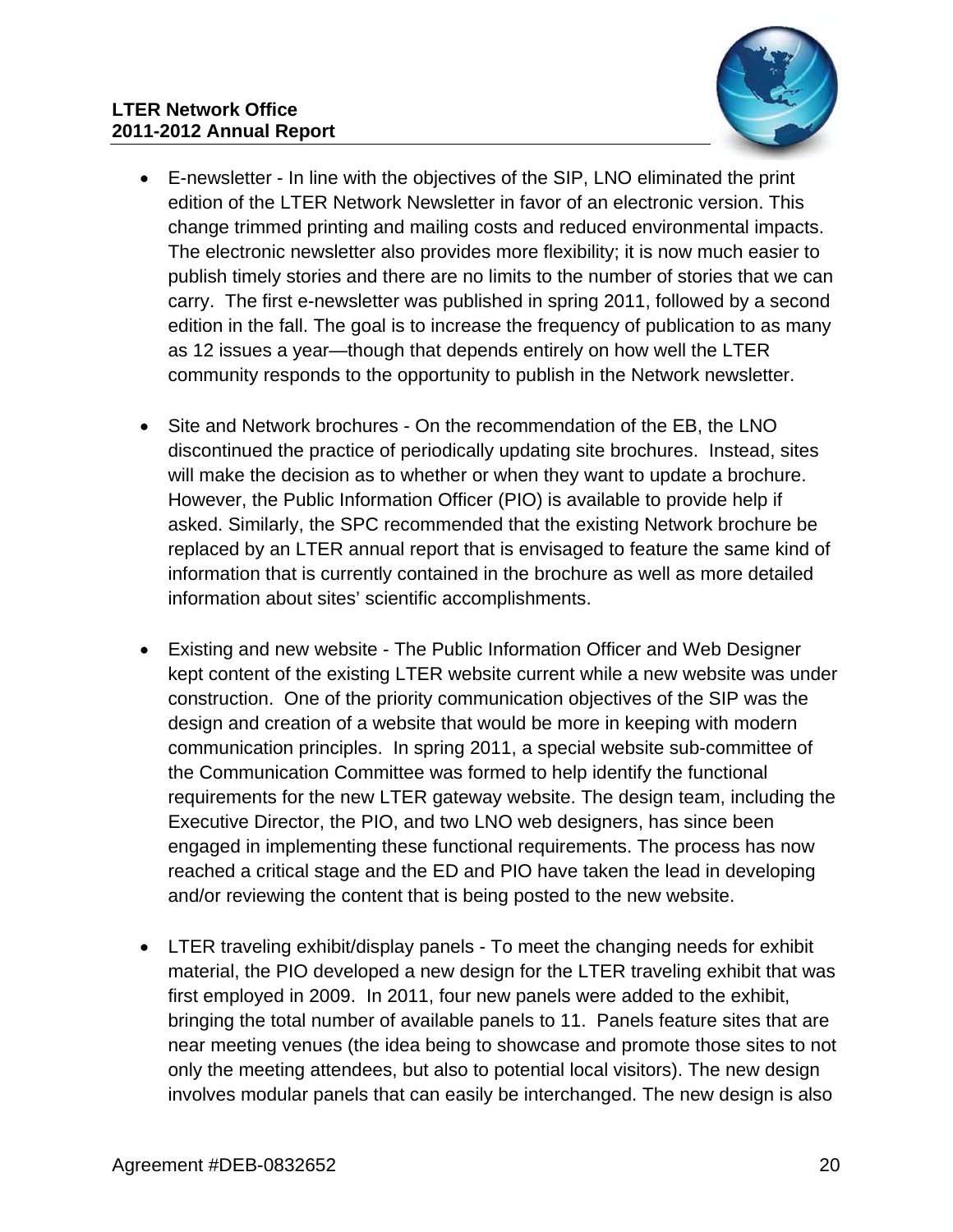- E-newsletter - In line with the objectives of the SIP, LNO eliminated the print edition of the LTER Network Newsletter in favor of an electronic version. This change trimmed printing and mailing costs and reduced environmental impacts. The electronic newsletter also provides more flexibility; it is now much easier to publish timely stories and there are no limits to the number of stories that we can carry. The first e-newsletter was published in spring 2011, followed by a second edition in the fall. The goal is to increase the frequency of publication to as many as 12 issues a year—though that depends entirely on how well the LTER community responds to the opportunity to publish in the Network newsletter.

- Site and Network brochures - On the recommendation of the EB, the LNO discontinued the practice of periodically updating site brochures. Instead, sites will make the decision as to whether or when they want to update a brochure. However, the Public Information Officer (PIO) is available to provide help if asked. Similarly, the SPC recommended that the existing Network brochure be replaced by an LTER annual report that is envisaged to feature the same kind of information that is currently contained in the brochure as well as more detailed information about sites' scientific accomplishments.

- Existing and new website - The Public Information Officer and Web Designer kept content of the existing LTER website current while a new website was under construction. One of the priority communication objectives of the SIP was the design and creation of a website that would be more in keeping with modern communication principles. In spring 2011, a special website sub-committee of the Communication Committee was formed to help identify the functional requirements for the new LTER gateway website. The design team, including the Executive Director, the PIO, and two LNO web designers, has since been engaged in implementing these functional requirements. The process has now reached a critical stage and the ED and PIO have taken the lead in developing and/or reviewing the content that is being posted to the new website.

- LTER traveling exhibit/display panels - To meet the changing needs for exhibit material, the PIO developed a new design for the LTER traveling exhibit that was first employed in 2009. In 2011, four new panels were added to the exhibit, bringing the total number of available panels to 11. Panels feature sites that are near meeting venues (the idea being to showcase and promote those sites to not only the meeting attendees, but also to potential local visitors). The new design involves modular panels that can easily be interchanged. The new design is also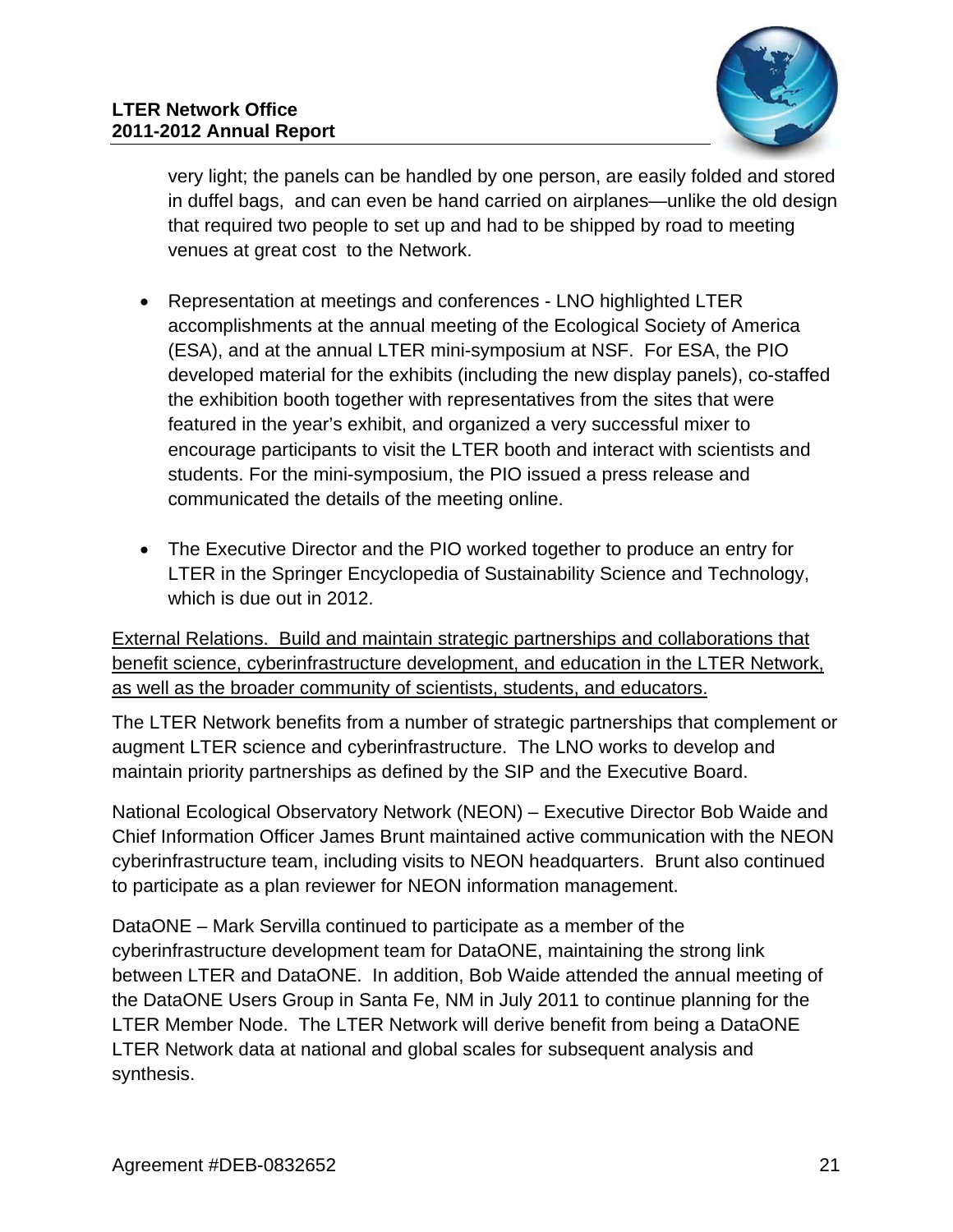very light; the panels can be handled by one person, are easily folded and stored in duffel bags, and can even be hand carried on airplanes—unlike the old design that required two people to set up and had to be shipped by road to meeting venues at great cost to the Network.

- Representation at meetings and conferences - LNO highlighted LTER accomplishments at the annual meeting of the Ecological Society of America (ESA), and at the annual LTER mini-symposium at NSF. For ESA, the PIO developed material for the exhibits (including the new display panels), co-staffed the exhibition booth together with representatives from the sites that were featured in the year's exhibit, and organized a very successful mixer to encourage participants to visit the LTER booth and interact with scientists and students. For the mini-symposium, the PIO issued a press release and communicated the details of the meeting online.

- The Executive Director and the PIO worked together to produce an entry for LTER in the Springer Encyclopedia of Sustainability Science and Technology, which is due out in 2012.

External Relations. Build and maintain strategic partnerships and collaborations that benefit science, cyberinfrastructure development, and education in the LTER Network, as well as the broader community of scientists, students, and educators.

The LTER Network benefits from a number of strategic partnerships that complement or augment LTER science and cyberinfrastructure. The LNO works to develop and maintain priority partnerships as defined by the SIP and the Executive Board.

National Ecological Observatory Network (NEON) – Executive Director Bob Waide and Chief Information Officer James Brunt maintained active communication with the NEON cyberinfrastructure team, including visits to NEON headquarters. Brunt also continued to participate as a plan reviewer for NEON information management.

DataONE – Mark Servilla continued to participate as a member of the cyberinfrastructure development team for DataONE, maintaining the strong link between LTER and DataONE. In addition, Bob Waide attended the annual meeting of the DataONE Users Group in Santa Fe, NM in July 2011 to continue planning for the LTER Member Node. The LTER Network will derive benefit from being a DataONE LTER Network data at national and global scales for subsequent analysis and synthesis.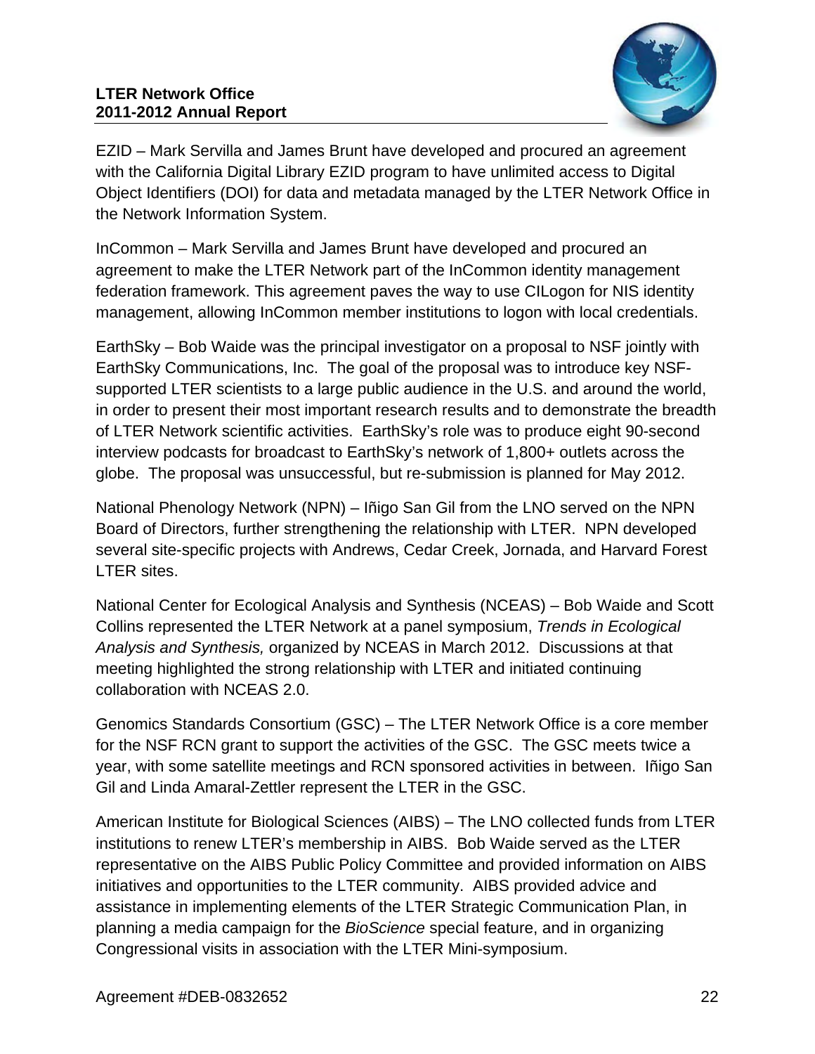EZID – Mark Servilla and James Brunt have developed and procured an agreement with the California Digital Library EZID program to have unlimited access to Digital Object Identifiers (DOI) for data and metadata managed by the LTER Network Office in the Network Information System.

InCommon – Mark Servilla and James Brunt have developed and procured an agreement to make the LTER Network part of the InCommon identity management federation framework. This agreement paves the way to use CILogon for NIS identity management, allowing InCommon member institutions to logon with local credentials.

EarthSky – Bob Waide was the principal investigator on a proposal to NSF jointly with EarthSky Communications, Inc. The goal of the proposal was to introduce key NSF-supported LTER scientists to a large public audience in the U.S. and around the world, in order to present their most important research results and to demonstrate the breadth of LTER Network scientific activities. EarthSky's role was to produce eight 90-second interview podcasts for broadcast to EarthSky's network of 1,800+ outlets across the globe. The proposal was unsuccessful, but re-submission is planned for May 2012.

National Phenology Network (NPN) – Iñigo San Gil from the LNO served on the NPN Board of Directors, further strengthening the relationship with LTER. NPN developed several site-specific projects with Andrews, Cedar Creek, Jornada, and Harvard Forest LTER sites.

National Center for Ecological Analysis and Synthesis (NCEAS) – Bob Waide and Scott Collins represented the LTER Network at a panel symposium, *Trends in Ecological Analysis and Synthesis,* organized by NCEAS in March 2012. Discussions at that meeting highlighted the strong relationship with LTER and initiated continuing collaboration with NCEAS 2.0.

Genomics Standards Consortium (GSC) – The LTER Network Office is a core member for the NSF RCN grant to support the activities of the GSC. The GSC meets twice a year, with some satellite meetings and RCN sponsored activities in between. Iñigo San Gil and Linda Amaral-Zettler represent the LTER in the GSC.

American Institute for Biological Sciences (AIBS) – The LNO collected funds from LTER institutions to renew LTER's membership in AIBS. Bob Waide served as the LTER representative on the AIBS Public Policy Committee and provided information on AIBS initiatives and opportunities to the LTER community. AIBS provided advice and assistance in implementing elements of the LTER Strategic Communication Plan, in planning a media campaign for the *BioScience* special feature, and in organizing Congressional visits in association with the LTER Mini-symposium.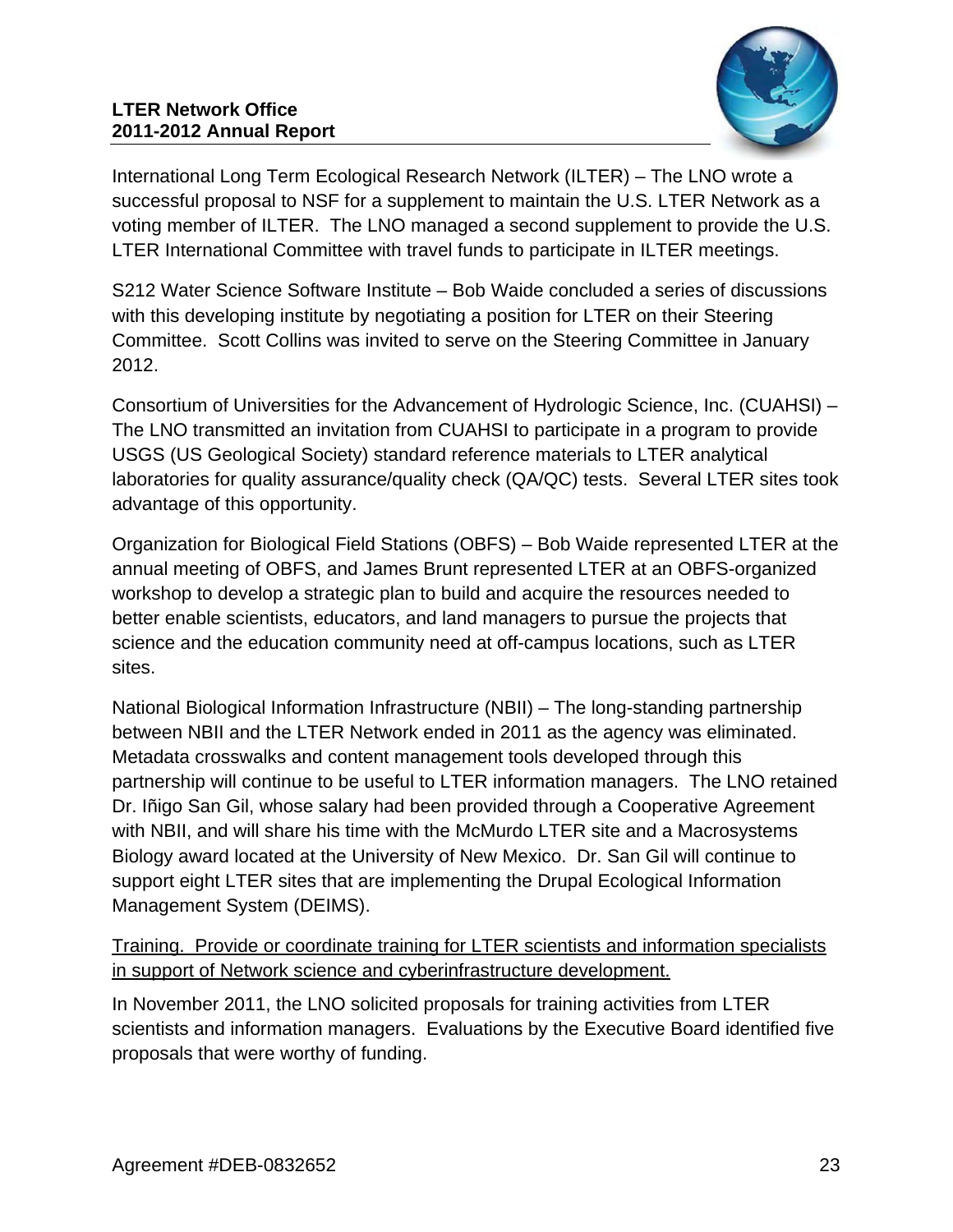International Long Term Ecological Research Network (ILTER) – The LNO wrote a successful proposal to NSF for a supplement to maintain the U.S. LTER Network as a voting member of ILTER. The LNO managed a second supplement to provide the U.S. LTER International Committee with travel funds to participate in ILTER meetings.

S212 Water Science Software Institute – Bob Waide concluded a series of discussions with this developing institute by negotiating a position for LTER on their Steering Committee. Scott Collins was invited to serve on the Steering Committee in January 2012.

Consortium of Universities for the Advancement of Hydrologic Science, Inc. (CUAHSI) – The LNO transmitted an invitation from CUAHSI to participate in a program to provide USGS (US Geological Society) standard reference materials to LTER analytical laboratories for quality assurance/quality check (QA/QC) tests. Several LTER sites took advantage of this opportunity.

Organization for Biological Field Stations (OBFS) – Bob Waide represented LTER at the annual meeting of OBFS, and James Brunt represented LTER at an OBFS-organized workshop to develop a strategic plan to build and acquire the resources needed to better enable scientists, educators, and land managers to pursue the projects that science and the education community need at off-campus locations, such as LTER sites.

National Biological Information Infrastructure (NBII) – The long-standing partnership between NBII and the LTER Network ended in 2011 as the agency was eliminated. Metadata crosswalks and content management tools developed through this partnership will continue to be useful to LTER information managers. The LNO retained Dr. Iñigo San Gil, whose salary had been provided through a Cooperative Agreement with NBII, and will share his time with the McMurdo LTER site and a Macrosystems Biology award located at the University of New Mexico. Dr. San Gil will continue to support eight LTER sites that are implementing the Drupal Ecological Information Management System (DEIMS).

<u>Training. Provide or coordinate training for LTER scientists and information specialists in support of Network science and cyberinfrastructure development.</u>

In November 2011, the LNO solicited proposals for training activities from LTER scientists and information managers. Evaluations by the Executive Board identified five proposals that were worthy of funding.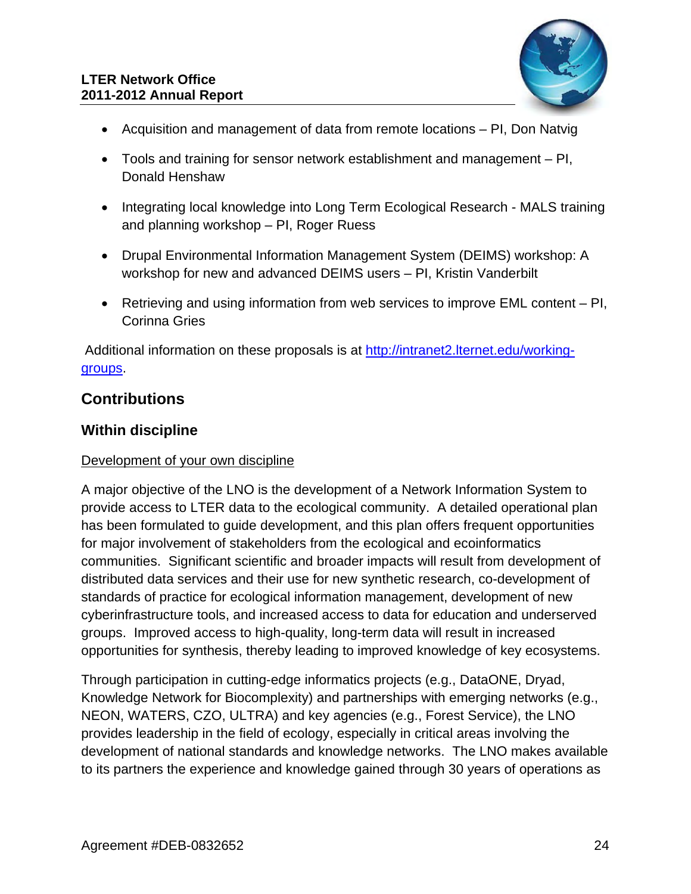- Acquisition and management of data from remote locations – PI, Don Natvig
- Tools and training for sensor network establishment and management – PI, Donald Henshaw
- Integrating local knowledge into Long Term Ecological Research - MALS training and planning workshop – PI, Roger Ruess
- Drupal Environmental Information Management System (DEIMS) workshop: A workshop for new and advanced DEIMS users – PI, Kristin Vanderbilt
- Retrieving and using information from web services to improve EML content – PI, Corinna Gries

Additional information on these proposals is at [http://intranet2.lternet.edu/working-groups](http://intranet2.lternet.edu/working-groups).

## Contributions

### Within discipline

Development of your own discipline

A major objective of the LNO is the development of a Network Information System to provide access to LTER data to the ecological community. A detailed operational plan has been formulated to guide development, and this plan offers frequent opportunities for major involvement of stakeholders from the ecological and ecoinformatics communities. Significant scientific and broader impacts will result from development of distributed data services and their use for new synthetic research, co-development of standards of practice for ecological information management, development of new cyberinfrastructure tools, and increased access to data for education and underserved groups. Improved access to high-quality, long-term data will result in increased opportunities for synthesis, thereby leading to improved knowledge of key ecosystems.

Through participation in cutting-edge informatics projects (e.g., DataONE, Dryad, Knowledge Network for Biocomplexity) and partnerships with emerging networks (e.g., NEON, WATERS, CZO, ULTRA) and key agencies (e.g., Forest Service), the LNO provides leadership in the field of ecology, especially in critical areas involving the development of national standards and knowledge networks. The LNO makes available to its partners the experience and knowledge gained through 30 years of operations as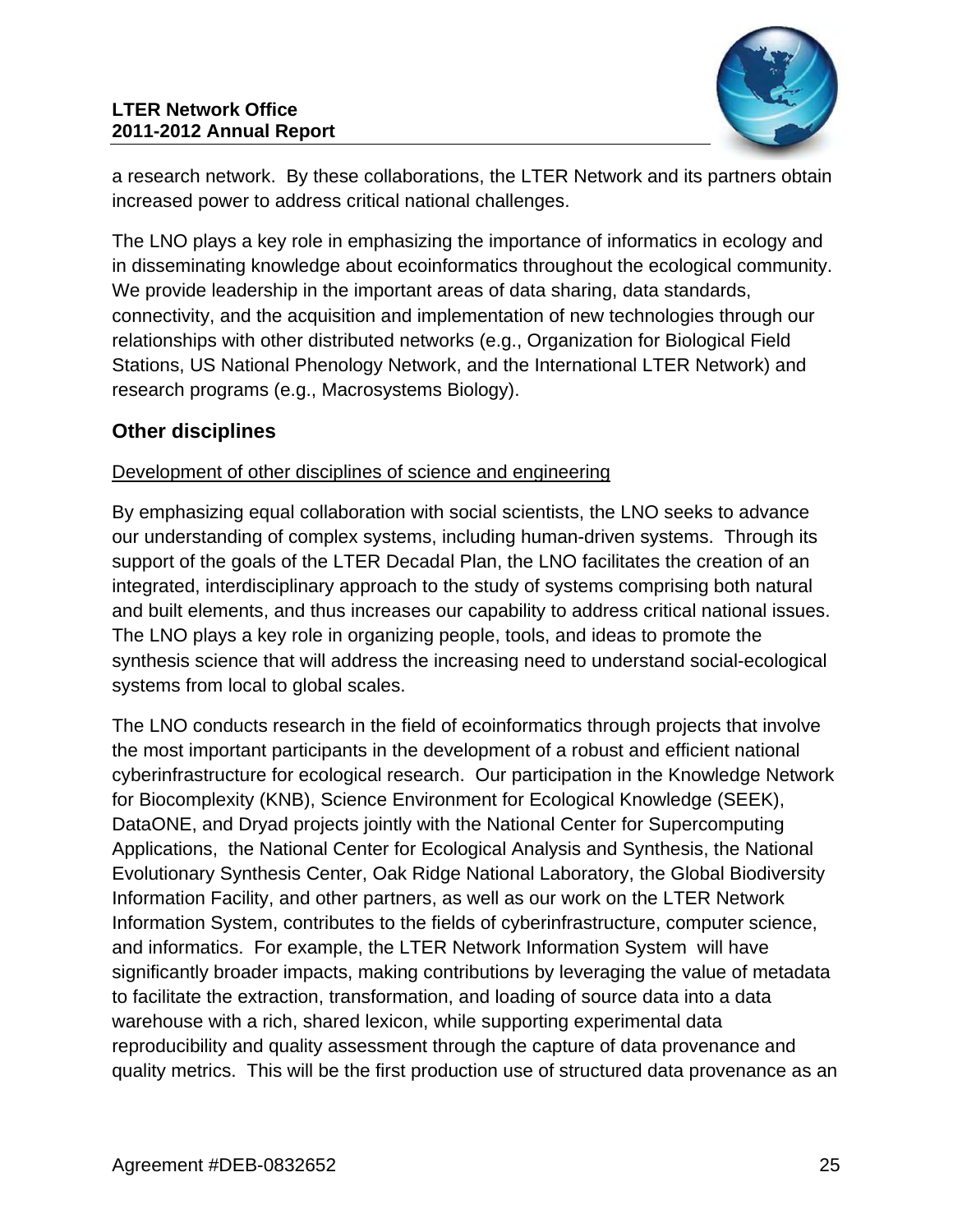a research network. By these collaborations, the LTER Network and its partners obtain increased power to address critical national challenges.

The LNO plays a key role in emphasizing the importance of informatics in ecology and in disseminating knowledge about ecoinformatics throughout the ecological community. We provide leadership in the important areas of data sharing, data standards, connectivity, and the acquisition and implementation of new technologies through our relationships with other distributed networks (e.g., Organization for Biological Field Stations, US National Phenology Network, and the International LTER Network) and research programs (e.g., Macrosystems Biology).

## Other disciplines

<u>Development of other disciplines of science and engineering</u>

By emphasizing equal collaboration with social scientists, the LNO seeks to advance our understanding of complex systems, including human-driven systems. Through its support of the goals of the LTER Decadal Plan, the LNO facilitates the creation of an integrated, interdisciplinary approach to the study of systems comprising both natural and built elements, and thus increases our capability to address critical national issues. The LNO plays a key role in organizing people, tools, and ideas to promote the synthesis science that will address the increasing need to understand social-ecological systems from local to global scales.

The LNO conducts research in the field of ecoinformatics through projects that involve the most important participants in the development of a robust and efficient national cyberinfrastructure for ecological research. Our participation in the Knowledge Network for Biocomplexity (KNB), Science Environment for Ecological Knowledge (SEEK), DataONE, and Dryad projects jointly with the National Center for Supercomputing Applications, the National Center for Ecological Analysis and Synthesis, the National Evolutionary Synthesis Center, Oak Ridge National Laboratory, the Global Biodiversity Information Facility, and other partners, as well as our work on the LTER Network Information System, contributes to the fields of cyberinfrastructure, computer science, and informatics. For example, the LTER Network Information System will have significantly broader impacts, making contributions by leveraging the value of metadata to facilitate the extraction, transformation, and loading of source data into a data warehouse with a rich, shared lexicon, while supporting experimental data reproducibility and quality assessment through the capture of data provenance and quality metrics. This will be the first production use of structured data provenance as an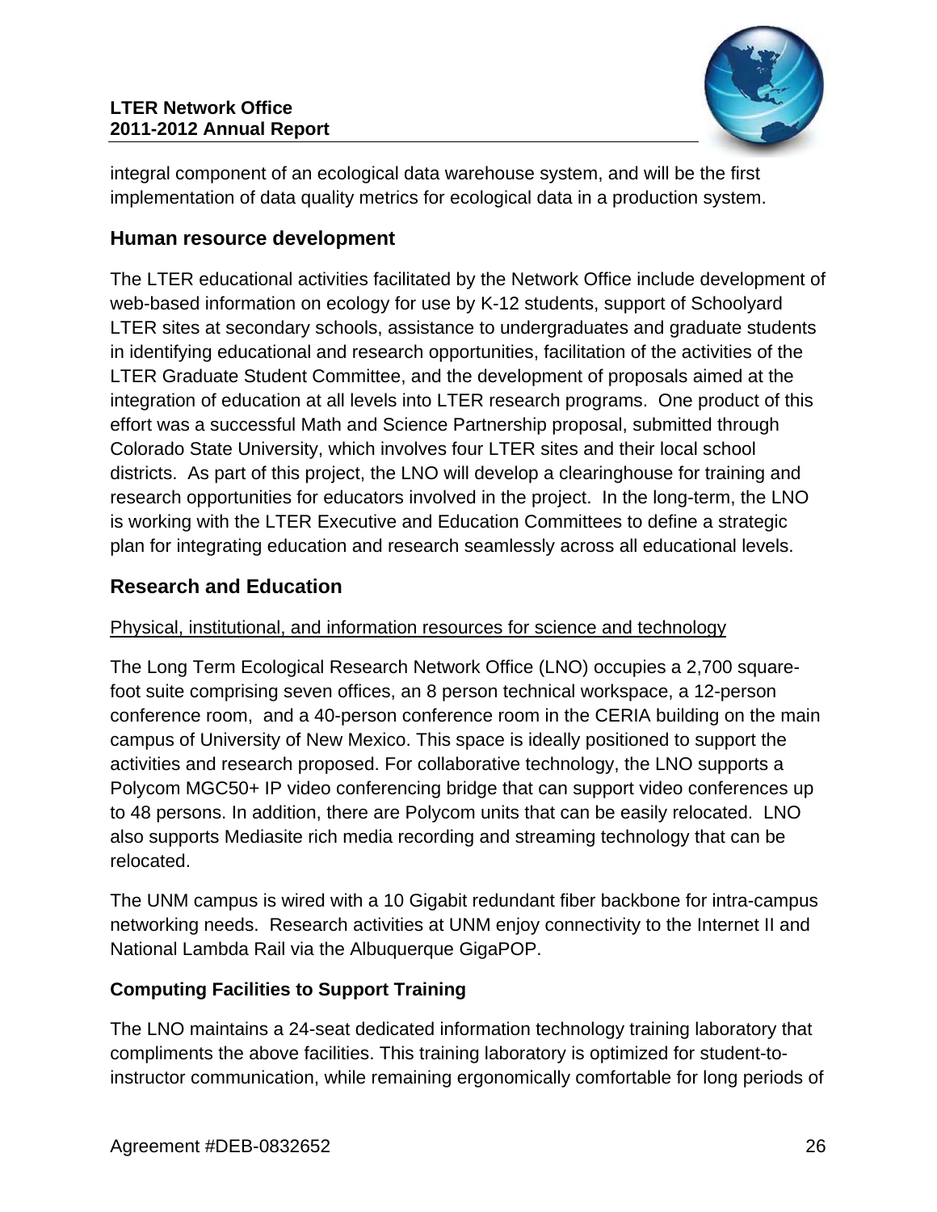integral component of an ecological data warehouse system, and will be the first implementation of data quality metrics for ecological data in a production system.

## Human resource development

The LTER educational activities facilitated by the Network Office include development of web-based information on ecology for use by K-12 students, support of Schoolyard LTER sites at secondary schools, assistance to undergraduates and graduate students in identifying educational and research opportunities, facilitation of the activities of the LTER Graduate Student Committee, and the development of proposals aimed at the integration of education at all levels into LTER research programs. One product of this effort was a successful Math and Science Partnership proposal, submitted through Colorado State University, which involves four LTER sites and their local school districts. As part of this project, the LNO will develop a clearinghouse for training and research opportunities for educators involved in the project. In the long-term, the LNO is working with the LTER Executive and Education Committees to define a strategic plan for integrating education and research seamlessly across all educational levels.

## Research and Education

<u>Physical, institutional, and information resources for science and technology</u>

The Long Term Ecological Research Network Office (LNO) occupies a 2,700 square-foot suite comprising seven offices, an 8 person technical workspace, a 12-person conference room, and a 40-person conference room in the CERIA building on the main campus of University of New Mexico. This space is ideally positioned to support the activities and research proposed. For collaborative technology, the LNO supports a Polycom MGC50+ IP video conferencing bridge that can support video conferences up to 48 persons. In addition, there are Polycom units that can be easily relocated. LNO also supports Mediasite rich media recording and streaming technology that can be relocated.

The UNM campus is wired with a 10 Gigabit redundant fiber backbone for intra-campus networking needs. Research activities at UNM enjoy connectivity to the Internet II and National Lambda Rail via the Albuquerque GigaPOP.

### Computing Facilities to Support Training

The LNO maintains a 24-seat dedicated information technology training laboratory that compliments the above facilities. This training laboratory is optimized for student-to-instructor communication, while remaining ergonomically comfortable for long periods of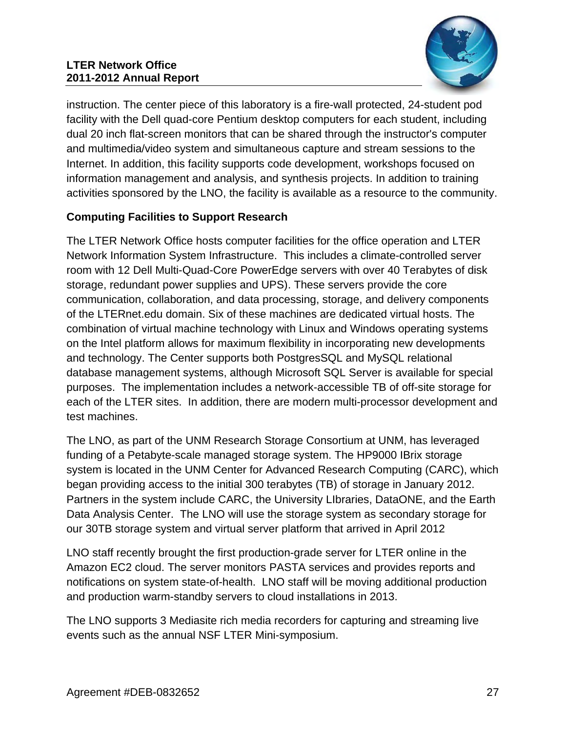instruction. The center piece of this laboratory is a fire-wall protected, 24-student pod facility with the Dell quad-core Pentium desktop computers for each student, including dual 20 inch flat-screen monitors that can be shared through the instructor's computer and multimedia/video system and simultaneous capture and stream sessions to the Internet. In addition, this facility supports code development, workshops focused on information management and analysis, and synthesis projects. In addition to training activities sponsored by the LNO, the facility is available as a resource to the community.

**Computing Facilities to Support Research**

The LTER Network Office hosts computer facilities for the office operation and LTER Network Information System Infrastructure. This includes a climate-controlled server room with 12 Dell Multi-Quad-Core PowerEdge servers with over 40 Terabytes of disk storage, redundant power supplies and UPS). These servers provide the core communication, collaboration, and data processing, storage, and delivery components of the LTERnet.edu domain. Six of these machines are dedicated virtual hosts. The combination of virtual machine technology with Linux and Windows operating systems on the Intel platform allows for maximum flexibility in incorporating new developments and technology. The Center supports both PostgresSQL and MySQL relational database management systems, although Microsoft SQL Server is available for special purposes. The implementation includes a network-accessible TB of off-site storage for each of the LTER sites. In addition, there are modern multi-processor development and test machines.

The LNO, as part of the UNM Research Storage Consortium at UNM, has leveraged funding of a Petabyte-scale managed storage system. The HP9000 IBrix storage system is located in the UNM Center for Advanced Research Computing (CARC), which began providing access to the initial 300 terabytes (TB) of storage in January 2012. Partners in the system include CARC, the University LIbraries, DataONE, and the Earth Data Analysis Center. The LNO will use the storage system as secondary storage for our 30TB storage system and virtual server platform that arrived in April 2012

LNO staff recently brought the first production-grade server for LTER online in the Amazon EC2 cloud. The server monitors PASTA services and provides reports and notifications on system state-of-health. LNO staff will be moving additional production and production warm-standby servers to cloud installations in 2013.

The LNO supports 3 Mediasite rich media recorders for capturing and streaming live events such as the annual NSF LTER Mini-symposium.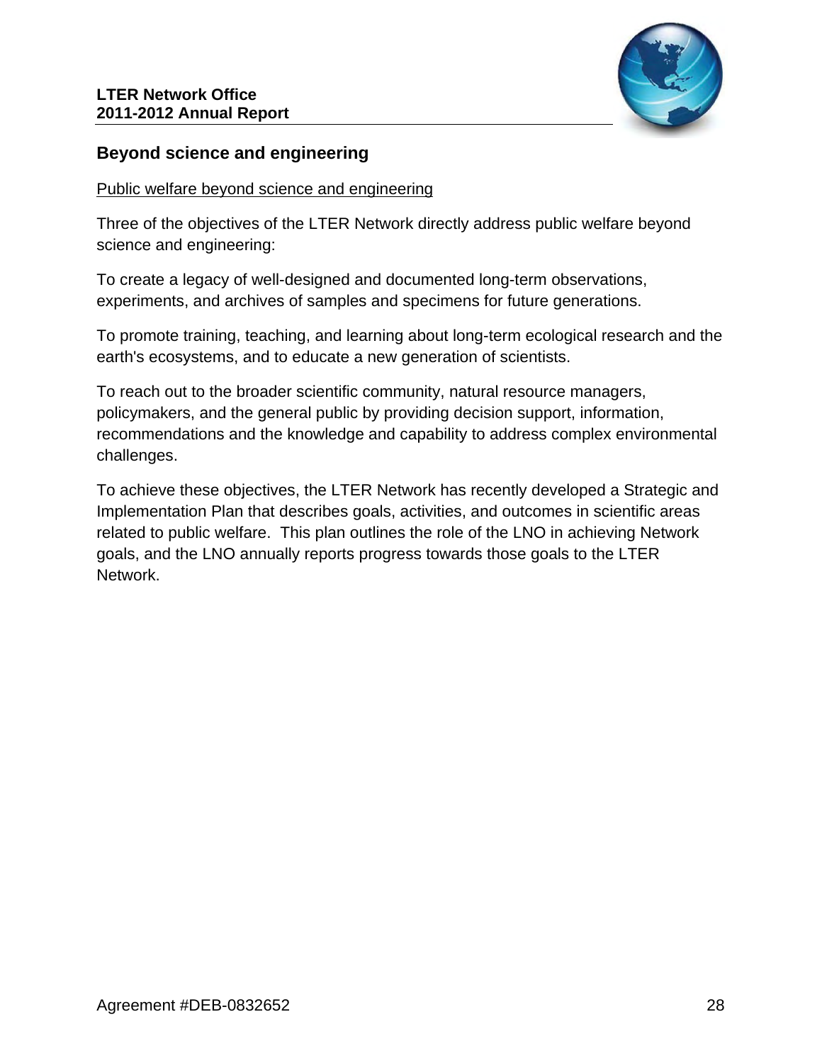## Beyond science and engineering

Public welfare beyond science and engineering

Three of the objectives of the LTER Network directly address public welfare beyond science and engineering:

To create a legacy of well-designed and documented long-term observations, experiments, and archives of samples and specimens for future generations.

To promote training, teaching, and learning about long-term ecological research and the earth's ecosystems, and to educate a new generation of scientists.

To reach out to the broader scientific community, natural resource managers, policymakers, and the general public by providing decision support, information, recommendations and the knowledge and capability to address complex environmental challenges.

To achieve these objectives, the LTER Network has recently developed a Strategic and Implementation Plan that describes goals, activities, and outcomes in scientific areas related to public welfare. This plan outlines the role of the LNO in achieving Network goals, and the LNO annually reports progress towards those goals to the LTER Network.